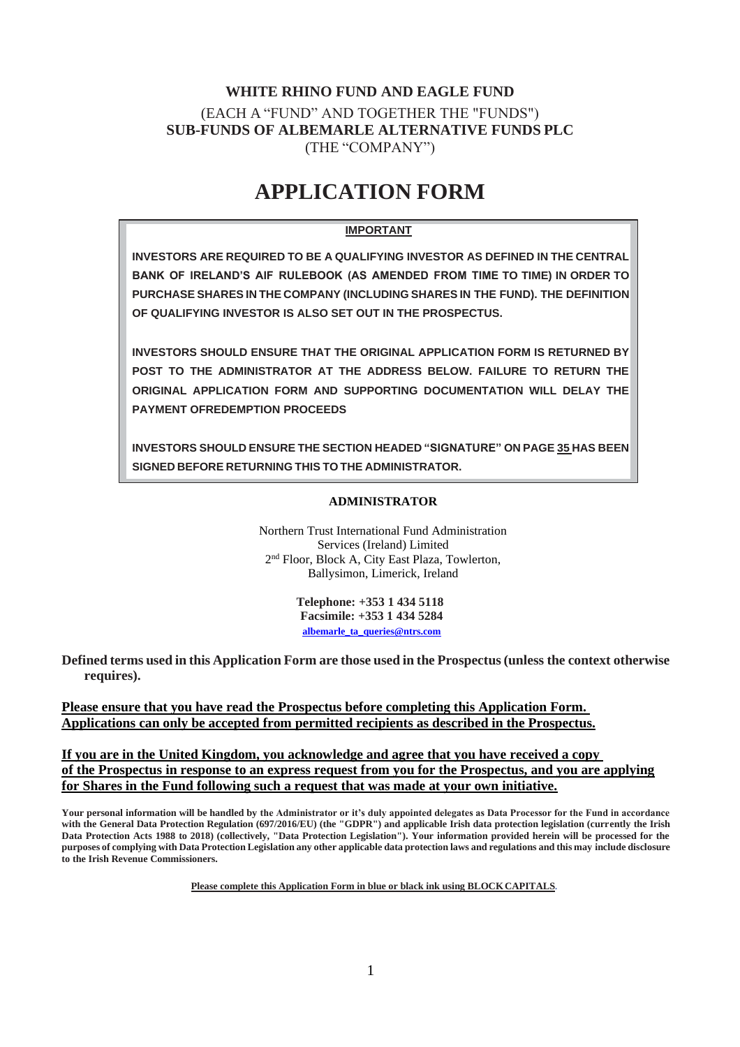**WHITE RHINO FUND AND EAGLE FUND**

(EACH A "FUND" AND TOGETHER THE "FUNDS")

**SUB-FUNDS OF ALBEMARLE ALTERNATIVE FUNDS PLC**

(THE "COMPANY")

# APPLICATION FORM

**IMPORTANT**

**INVESTORS ARE REQUIRED TO BE A QUALIFYING INVESTOR AS DEFINED IN THE CENTRAL BANK OF IRELAND'S AIF RULEBOOK (AS AMENDED FROM TIME TO TIME) IN ORDER TO PURCHASE SHARES IN THE COMPANY (INCLUDING SHARES IN THE FUND). THE DEFINITION OF QUALIFYING INVESTOR IS ALSO SET OUT IN THE PROSPECTUS.**

**INVESTORS SHOULD ENSURE THAT THE ORIGINAL APPLICATION FORM IS RETURNED BY POST TO THE ADMINISTRATOR AT THE ADDRESS BELOW. FAILURE TO RETURN THE ORIGINAL APPLICATION FORM AND SUPPORTING DOCUMENTATION WILL DELAY THE PAYMENT OFREDEMPTION PROCEEDS**

**INVESTORS SHOULD ENSURE THE SECTION HEADED "SIGNATURE" ON PAGE 35 HAS BEEN SIGNED BEFORE RETURNING THIS TO THE ADMINISTRATOR.**

**ADMINISTRATOR**

Northern Trust International Fund Administration Services (Ireland) Limited
2nd Floor, Block A, City East Plaza, Towlerton, Ballysimon, Limerick, Ireland

**Telephone: +353 1 434 5118**
**Facsimile: +353 1 434 5284**
albemarle_ta_queries@ntrs.com

**Defined terms used in this Application Form are those used in the Prospectus (unless the context otherwise requires).**

**Please ensure that you have read the Prospectus before completing this Application Form. Applications can only be accepted from permitted recipients as described in the Prospectus.**

**If you are in the United Kingdom, you acknowledge and agree that you have received a copy of the Prospectus in response to an express request from you for the Prospectus, and you are applying for Shares in the Fund following such a request that was made at your own initiative.**

**Your personal information will be handled by the Administrator or it's duly appointed delegates as Data Processor for the Fund in accordance with the General Data Protection Regulation (697/2016/EU) (the "GDPR") and applicable Irish data protection legislation (currently the Irish Data Protection Acts 1988 to 2018) (collectively, "Data Protection Legislation"). Your information provided herein will be processed for the purposes of complying with Data Protection Legislation any other applicable data protection laws and regulations and this may include disclosure to the Irish Revenue Commissioners.**

**Please complete this Application Form in blue or black ink using BLOCK CAPITALS.**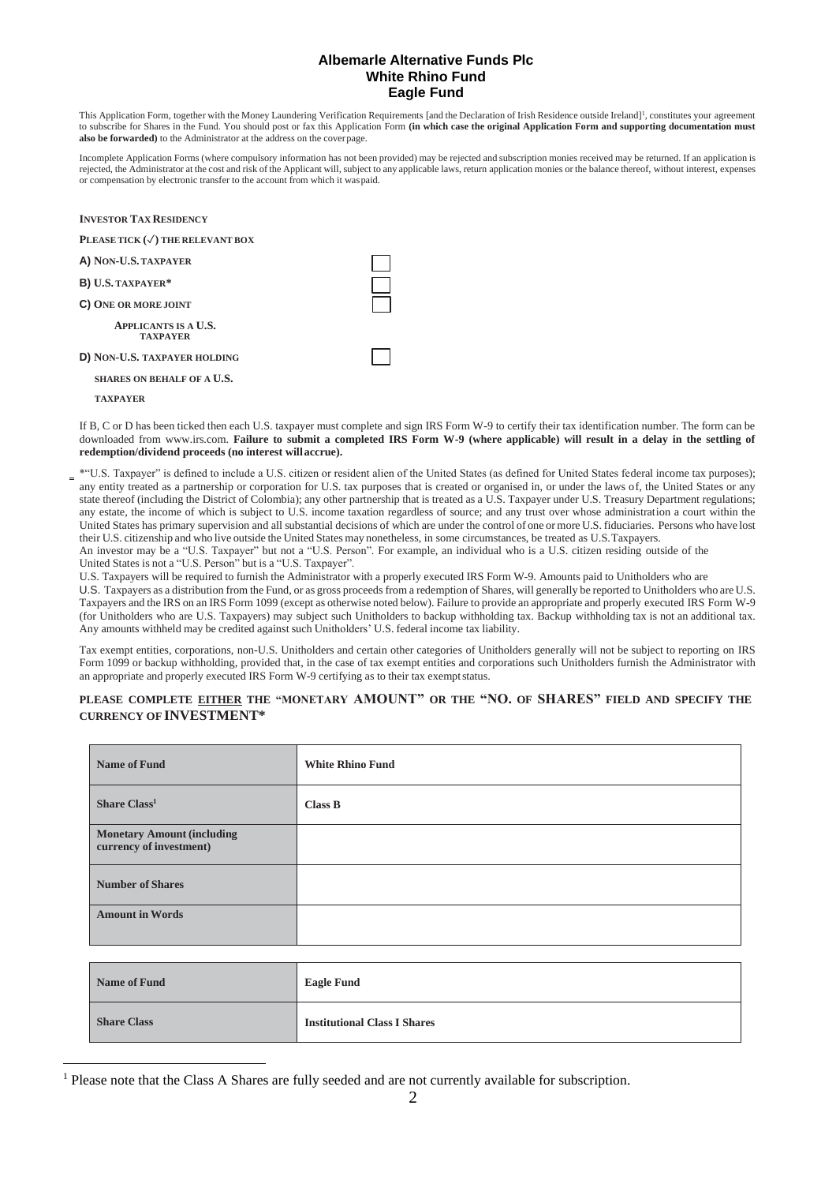**Albemarle Alternative Funds Plc**
**White Rhino Fund**
**Eagle Fund**

This Application Form, together with the Money Laundering Verification Requirements [and the Declaration of Irish Residence outside Ireland][1], constitutes your agreement to subscribe for Shares in the Fund. You should post or fax this Application Form **(in which case the original Application Form and supporting documentation must also be forwarded)** to the Administrator at the address on the cover page.

Incomplete Application Forms (where compulsory information has not been provided) may be rejected and subscription monies received may be returned. If an application is rejected, the Administrator at the cost and risk of the Applicant will, subject to any applicable laws, return application monies or the balance thereof, without interest, expenses or compensation by electronic transfer to the account from which it was paid.

**INVESTOR TAX RESIDENCY**

**PLEASE TICK (✓) THE RELEVANT BOX**

**A) NON-U.S. TAXPAYER** ☐

**B) U.S. TAXPAYER*** ☐

**C) ONE OR MORE JOINT APPLICANTS IS A U.S. TAXPAYER** ☐

**D) NON-U.S. TAXPAYER HOLDING SHARES ON BEHALF OF A U.S. TAXPAYER** ☐

If B, C or D has been ticked then each U.S. taxpayer must complete and sign IRS Form W-9 to certify their tax identification number. The form can be downloaded from www.irs.com. **Failure to submit a completed IRS Form W-9 (where applicable) will result in a delay in the settling of redemption/dividend proceeds (no interest will accrue).**

*"U.S. Taxpayer" is defined to include a U.S. citizen or resident alien of the United States (as defined for United States federal income tax purposes); any entity treated as a partnership or corporation for U.S. tax purposes that is created or organised in, or under the laws of, the United States or any state thereof (including the District of Colombia); any other partnership that is treated as a U.S. Taxpayer under U.S. Treasury Department regulations; any estate, the income of which is subject to U.S. income taxation regardless of source; and any trust over whose administration a court within the United States has primary supervision and all substantial decisions of which are under the control of one or more U.S. fiduciaries. Persons who have lost their U.S. citizenship and who live outside the United States may nonetheless, in some circumstances, be treated as U.S. Taxpayers.
An investor may be a "U.S. Taxpayer" but not a "U.S. Person". For example, an individual who is a U.S. citizen residing outside of the United States is not a "U.S. Person" but is a "U.S. Taxpayer".
U.S. Taxpayers will be required to furnish the Administrator with a properly executed IRS Form W-9. Amounts paid to Unitholders who are U.S. Taxpayers as a distribution from the Fund, or as gross proceeds from a redemption of Shares, will generally be reported to Unitholders who are U.S. Taxpayers and the IRS on an IRS Form 1099 (except as otherwise noted below). Failure to provide an appropriate and properly executed IRS Form W-9 (for Unitholders who are U.S. Taxpayers) may subject such Unitholders to backup withholding tax. Backup withholding tax is not an additional tax. Any amounts withheld may be credited against such Unitholders' U.S. federal income tax liability.

Tax exempt entities, corporations, non-U.S. Unitholders and certain other categories of Unitholders generally will not be subject to reporting on IRS Form 1099 or backup withholding, provided that, in the case of tax exempt entities and corporations such Unitholders furnish the Administrator with an appropriate and properly executed IRS Form W-9 certifying as to their tax exempt status.

**PLEASE COMPLETE EITHER THE "MONETARY AMOUNT" OR THE "NO. OF SHARES" FIELD AND SPECIFY THE CURRENCY OF INVESTMENT***

| **Name of Fund** | **White Rhino Fund** |
|---|---|
| **Share Class**[1] | **Class B** |
| **Monetary Amount (including currency of investment)** | |
| **Number of Shares** | |
| **Amount in Words** | |

| **Name of Fund** | **Eagle Fund** |
|---|---|
| **Share Class** | **Institutional Class I Shares** |

[1] Please note that the Class A Shares are fully seeded and are not currently available for subscription.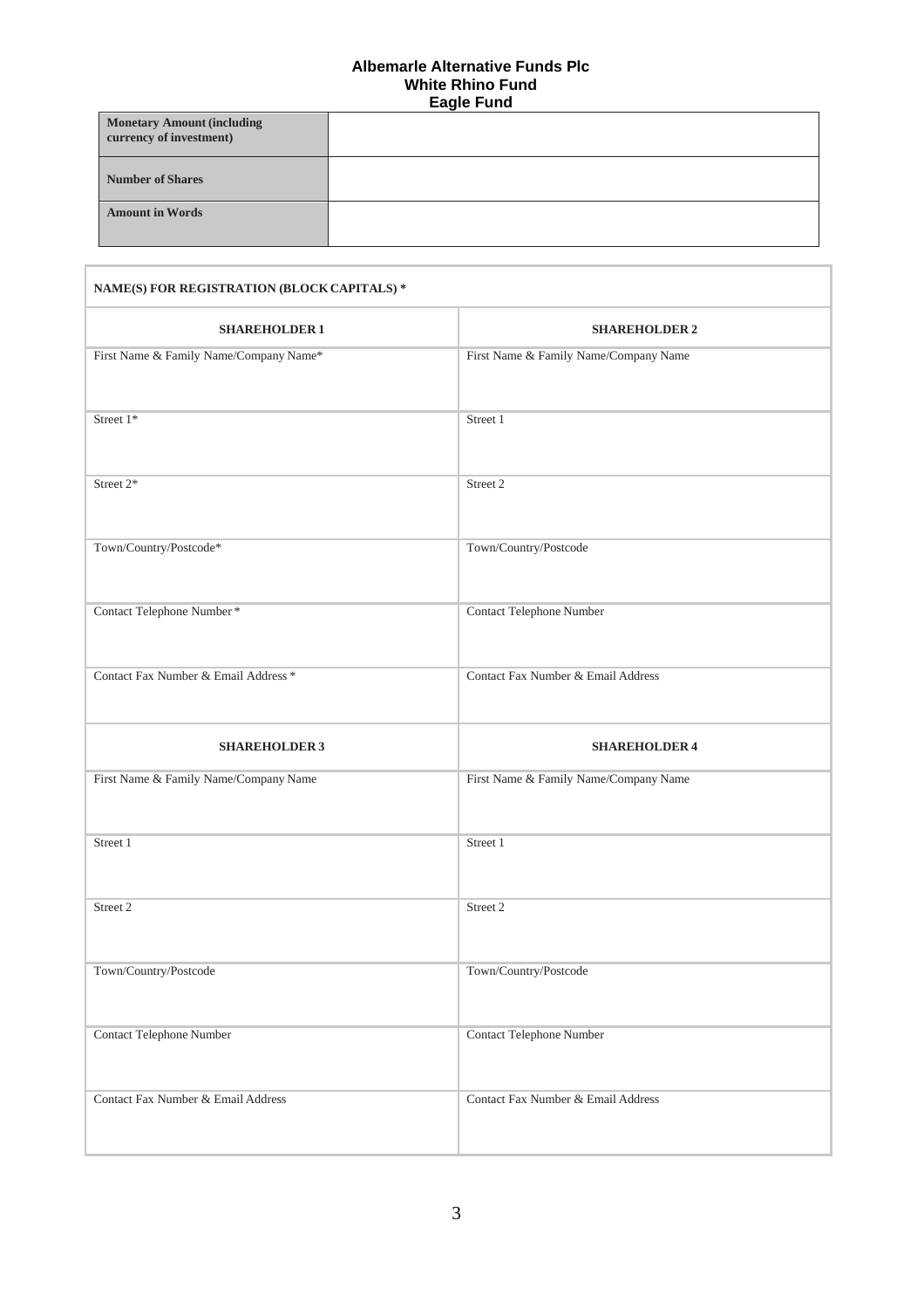**Albemarle Alternative Funds Plc**
**White Rhino Fund**
**Eagle Fund**

| **Monetary Amount (including currency of investment)** | |
|---|---|
| **Number of Shares** | |
| **Amount in Words** | |

| **NAME(S) FOR REGISTRATION (BLOCK CAPITALS) *** | |
|---|---|
| **SHAREHOLDER 1** | **SHAREHOLDER 2** |
| First Name & Family Name/Company Name* | First Name & Family Name/Company Name |
| Street 1* | Street 1 |
| Street 2* | Street 2 |
| Town/Country/Postcode* | Town/Country/Postcode |
| Contact Telephone Number * | Contact Telephone Number |
| Contact Fax Number & Email Address * | Contact Fax Number & Email Address |
| **SHAREHOLDER 3** | **SHAREHOLDER 4** |
| First Name & Family Name/Company Name | First Name & Family Name/Company Name |
| Street 1 | Street 1 |
| Street 2 | Street 2 |
| Town/Country/Postcode | Town/Country/Postcode |
| Contact Telephone Number | Contact Telephone Number |
| Contact Fax Number & Email Address | Contact Fax Number & Email Address |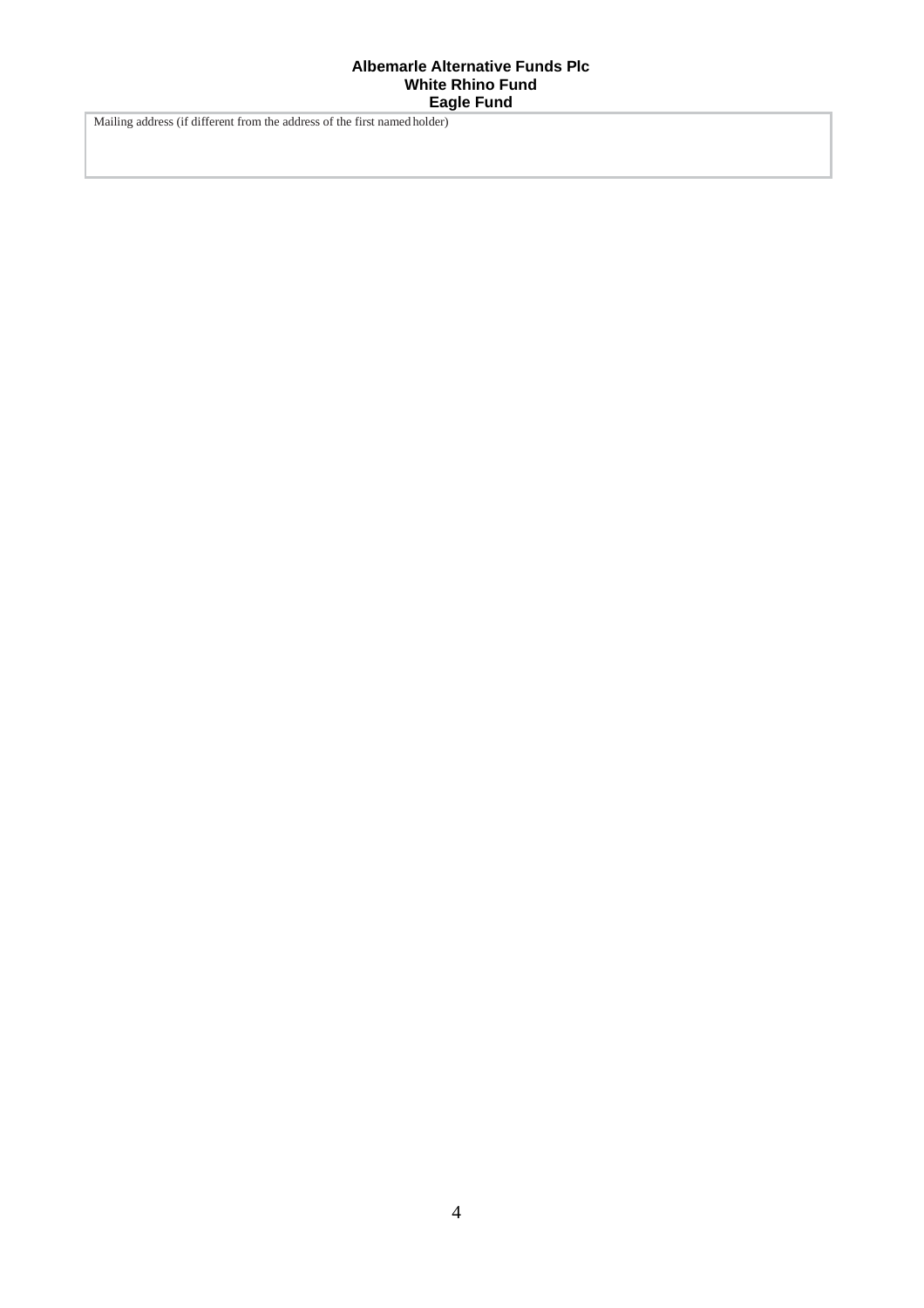**Albemarle Alternative Funds Plc**
**White Rhino Fund**
**Eagle Fund**

| Mailing address (if different from the address of the first named holder) |
|---|
| |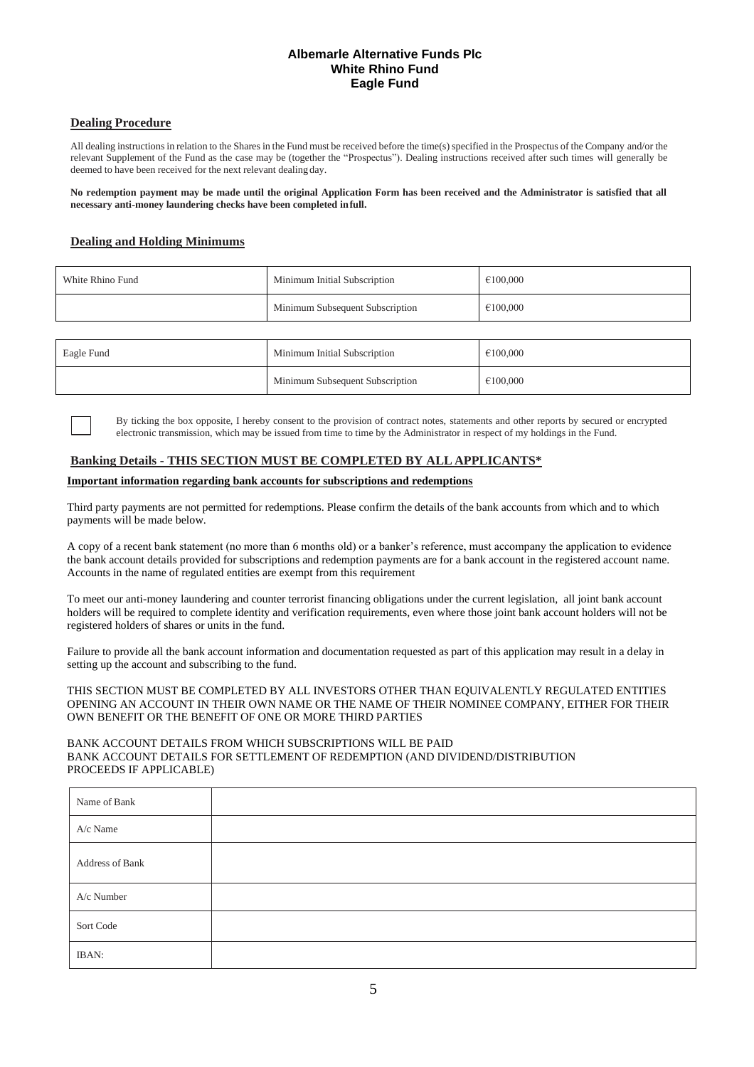**Albemarle Alternative Funds Plc**
**White Rhino Fund**
**Eagle Fund**

## Dealing Procedure

All dealing instructions in relation to the Shares in the Fund must be received before the time(s) specified in the Prospectus of the Company and/or the relevant Supplement of the Fund as the case may be (together the "Prospectus"). Dealing instructions received after such times will generally be deemed to have been received for the next relevant dealing day.

**No redemption payment may be made until the original Application Form has been received and the Administrator is satisfied that all necessary anti-money laundering checks have been completed in full.**

## Dealing and Holding Minimums

| White Rhino Fund | Minimum Initial Subscription | €100,000 |
|---|---|---|
| | Minimum Subsequent Subscription | €100,000 |

| Eagle Fund | Minimum Initial Subscription | €100,000 |
|---|---|---|
| | Minimum Subsequent Subscription | €100,000 |

☐ By ticking the box opposite, I hereby consent to the provision of contract notes, statements and other reports by secured or encrypted electronic transmission, which may be issued from time to time by the Administrator in respect of my holdings in the Fund.

## Banking Details - THIS SECTION MUST BE COMPLETED BY ALL APPLICANTS*

**Important information regarding bank accounts for subscriptions and redemptions**

Third party payments are not permitted for redemptions. Please confirm the details of the bank accounts from which and to which payments will be made below.

A copy of a recent bank statement (no more than 6 months old) or a banker's reference, must accompany the application to evidence the bank account details provided for subscriptions and redemption payments are for a bank account in the registered account name. Accounts in the name of regulated entities are exempt from this requirement

To meet our anti-money laundering and counter terrorist financing obligations under the current legislation, all joint bank account holders will be required to complete identity and verification requirements, even where those joint bank account holders will not be registered holders of shares or units in the fund.

Failure to provide all the bank account information and documentation requested as part of this application may result in a delay in setting up the account and subscribing to the fund.

THIS SECTION MUST BE COMPLETED BY ALL INVESTORS OTHER THAN EQUIVALENTLY REGULATED ENTITIES OPENING AN ACCOUNT IN THEIR OWN NAME OR THE NAME OF THEIR NOMINEE COMPANY, EITHER FOR THEIR OWN BENEFIT OR THE BENEFIT OF ONE OR MORE THIRD PARTIES

BANK ACCOUNT DETAILS FROM WHICH SUBSCRIPTIONS WILL BE PAID
BANK ACCOUNT DETAILS FOR SETTLEMENT OF REDEMPTION (AND DIVIDEND/DISTRIBUTION PROCEEDS IF APPLICABLE)

| Name of Bank | |
|---|---|
| A/c Name | |
| Address of Bank | |
| A/c Number | |
| Sort Code | |
| IBAN: | |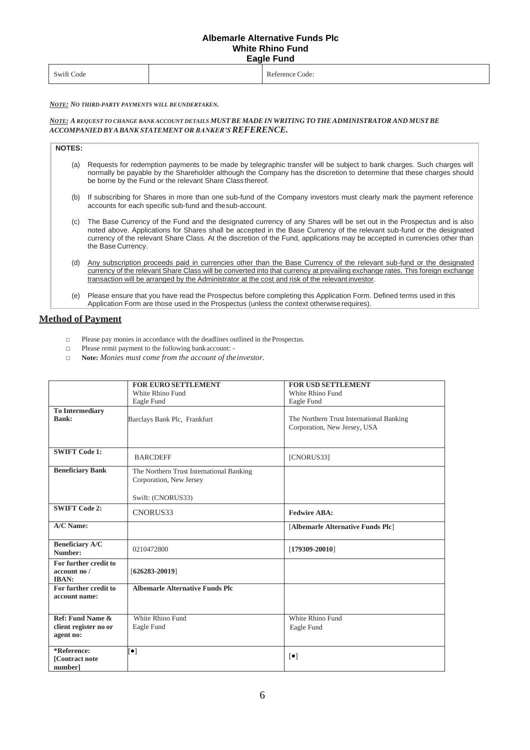| Swift Code | | Reference Code: |
|---|---|---|

***NOTE:*** ***NO THIRD-PARTY PAYMENTS WILL BE UNDERTAKEN.***

***NOTE:*** ***A REQUEST TO CHANGE BANK ACCOUNT DETAILS MUST BE MADE IN WRITING TO THE ADMINISTRATOR AND MUST BE ACCOMPANIED BY A BANK STATEMENT OR BANKER'S REFERENCE.***

**NOTES:**

(a) Requests for redemption payments to be made by telegraphic transfer will be subject to bank charges. Such charges will normally be payable by the Shareholder although the Company has the discretion to determine that these charges should be borne by the Fund or the relevant Share Class thereof.

(b) If subscribing for Shares in more than one sub-fund of the Company investors must clearly mark the payment reference accounts for each specific sub-fund and the sub-account.

(c) The Base Currency of the Fund and the designated currency of any Shares will be set out in the Prospectus and is also noted above. Applications for Shares shall be accepted in the Base Currency of the relevant sub-fund or the designated currency of the relevant Share Class. At the discretion of the Fund, applications may be accepted in currencies other than the Base Currency.

(d) Any subscription proceeds paid in currencies other than the Base Currency of the relevant sub-fund or the designated currency of the relevant Share Class will be converted into that currency at prevailing exchange rates. This foreign exchange transaction will be arranged by the Administrator at the cost and risk of the relevant investor.

(e) Please ensure that you have read the Prospectus before completing this Application Form. Defined terms used in this Application Form are those used in the Prospectus (unless the context otherwise requires).

## Method of Payment

- Please pay monies in accordance with the deadlines outlined in the Prospectus.
- Please remit payment to the following bank account: -
- **Note:** *Monies must come from the account of the investor.*

| | **FOR EURO SETTLEMENT**<br>White Rhino Fund<br>Eagle Fund | **FOR USD SETTLEMENT**<br>White Rhino Fund<br>Eagle Fund |
|---|---|---|
| **To Intermediary Bank:** | Barclays Bank Plc, Frankfurt | The Northern Trust International Banking Corporation, New Jersey, USA |
| **SWIFT Code 1:** | BARCDEFF | [CNORUS33] |
| **Beneficiary Bank** | The Northern Trust International Banking Corporation, New Jersey<br><br>Swift: (CNORUS33) | |
| **SWIFT Code 2:** | CNORUS33 | **Fedwire ABA:** |
| **A/C Name:** | | [**Albemarle Alternative Funds Plc**] |
| **Beneficiary A/C Number:** | 0210472800 | [**179309-20010**] |
| **For further credit to account no / IBAN:** | [**626283-20019**] | |
| **For further credit to account name:** | **Albemarle Alternative Funds Plc** | |
| **Ref: Fund Name & client register no or agent no:** | White Rhino Fund<br>Eagle Fund | White Rhino Fund<br>Eagle Fund |
| ***Reference: [Contract note number]** | [●] | [●] |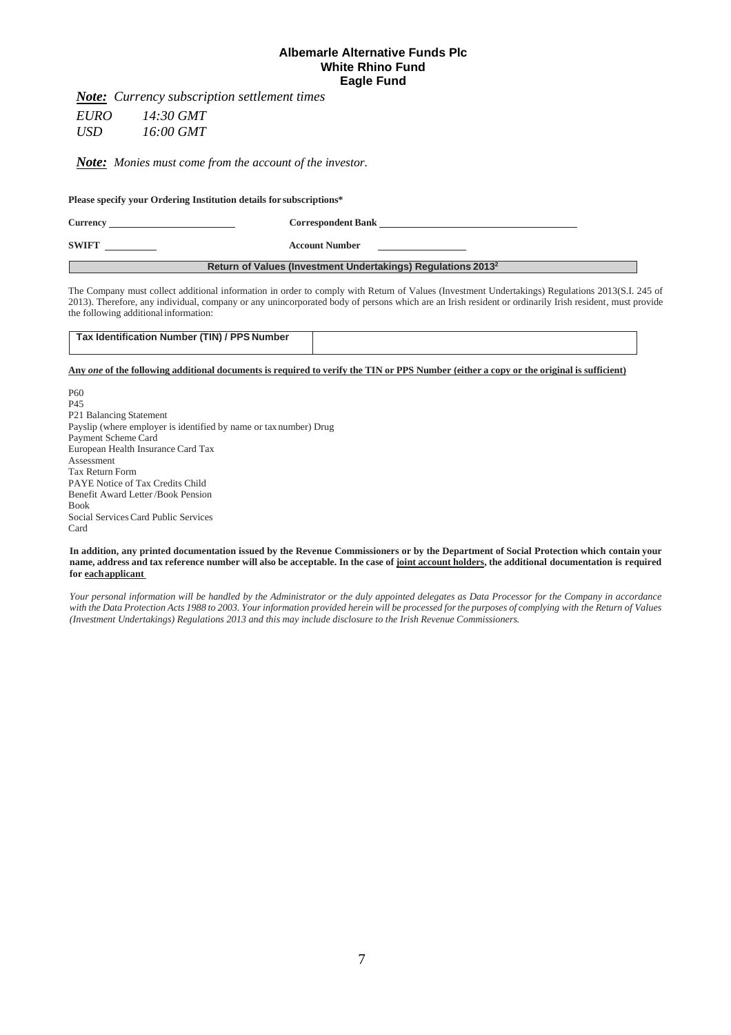**Albemarle Alternative Funds Plc**
**White Rhino Fund**
**Eagle Fund**

***Note:*** *Currency subscription settlement times*

*EURO 14:30 GMT*
*USD 16:00 GMT*

***Note:*** *Monies must come from the account of the investor.*

**Please specify your Ordering Institution details for subscriptions***

**Currency** ______________________ **Correspondent Bank** ______________________________________

**SWIFT** __________ **Account Number** ________________

## Return of Values (Investment Undertakings) Regulations 2013[2]

The Company must collect additional information in order to comply with Return of Values (Investment Undertakings) Regulations 2013(S.I. 245 of 2013). Therefore, any individual, company or any unincorporated body of persons which are an Irish resident or ordinarily Irish resident, must provide the following additional information:

| Tax Identification Number (TIN) / PPS Number | |
|---|---|

**Any *one* of the following additional documents is required to verify the TIN or PPS Number (either a copy or the original is sufficient)**

P60
P45
P21 Balancing Statement
Payslip (where employer is identified by name or tax number) Drug Payment Scheme Card
European Health Insurance Card Tax Assessment
Tax Return Form
PAYE Notice of Tax Credits Child Benefit Award Letter /Book Pension Book
Social Services Card Public Services Card

**In addition, any printed documentation issued by the Revenue Commissioners or by the Department of Social Protection which contain your name, address and tax reference number will also be acceptable. In the case of joint account holders, the additional documentation is required for each applicant**

*Your personal information will be handled by the Administrator or the duly appointed delegates as Data Processor for the Company in accordance with the Data Protection Acts 1988 to 2003. Your information provided herein will be processed for the purposes of complying with the Return of Values (Investment Undertakings) Regulations 2013 and this may include disclosure to the Irish Revenue Commissioners.*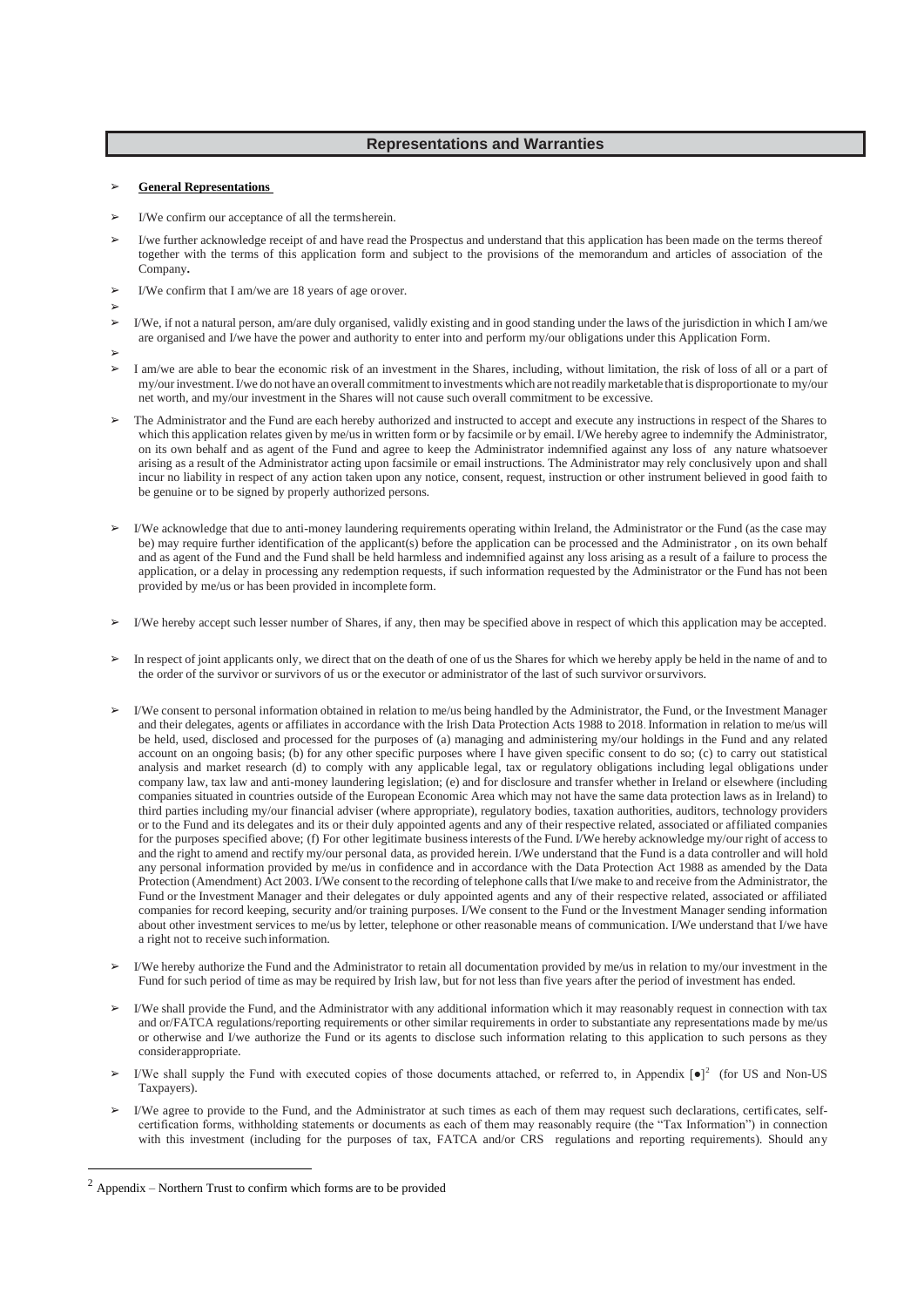## Representations and Warranties

- **General Representations**

- I/We confirm our acceptance of all the terms herein.

- I/we further acknowledge receipt of and have read the Prospectus and understand that this application has been made on the terms thereof together with the terms of this application form and subject to the provisions of the memorandum and articles of association of the Company**.**

- I/We confirm that I am/we are 18 years of age or over.

- I/We, if not a natural person, am/are duly organised, validly existing and in good standing under the laws of the jurisdiction in which I am/we are organised and I/we have the power and authority to enter into and perform my/our obligations under this Application Form.

- I am/we are able to bear the economic risk of an investment in the Shares, including, without limitation, the risk of loss of all or a part of my/our investment. I/we do not have an overall commitment to investments which are not readily marketable that is disproportionate to my/our net worth, and my/our investment in the Shares will not cause such overall commitment to be excessive.

- The Administrator and the Fund are each hereby authorized and instructed to accept and execute any instructions in respect of the Shares to which this application relates given by me/us in written form or by facsimile or by email. I/We hereby agree to indemnify the Administrator, on its own behalf and as agent of the Fund and agree to keep the Administrator indemnified against any loss of any nature whatsoever arising as a result of the Administrator acting upon facsimile or email instructions. The Administrator may rely conclusively upon and shall incur no liability in respect of any action taken upon any notice, consent, request, instruction or other instrument believed in good faith to be genuine or to be signed by properly authorized persons.

- I/We acknowledge that due to anti-money laundering requirements operating within Ireland, the Administrator or the Fund (as the case may be) may require further identification of the applicant(s) before the application can be processed and the Administrator , on its own behalf and as agent of the Fund and the Fund shall be held harmless and indemnified against any loss arising as a result of a failure to process the application, or a delay in processing any redemption requests, if such information requested by the Administrator or the Fund has not been provided by me/us or has been provided in incomplete form.

- I/We hereby accept such lesser number of Shares, if any, then may be specified above in respect of which this application may be accepted.

- In respect of joint applicants only, we direct that on the death of one of us the Shares for which we hereby apply be held in the name of and to the order of the survivor or survivors of us or the executor or administrator of the last of such survivor or survivors.

- I/We consent to personal information obtained in relation to me/us being handled by the Administrator, the Fund, or the Investment Manager and their delegates, agents or affiliates in accordance with the Irish Data Protection Acts 1988 to 2018. Information in relation to me/us will be held, used, disclosed and processed for the purposes of (a) managing and administering my/our holdings in the Fund and any related account on an ongoing basis; (b) for any other specific purposes where I have given specific consent to do so; (c) to carry out statistical analysis and market research (d) to comply with any applicable legal, tax or regulatory obligations including legal obligations under company law, tax law and anti-money laundering legislation; (e) and for disclosure and transfer whether in Ireland or elsewhere (including companies situated in countries outside of the European Economic Area which may not have the same data protection laws as in Ireland) to third parties including my/our financial adviser (where appropriate), regulatory bodies, taxation authorities, auditors, technology providers or to the Fund and its delegates and its or their duly appointed agents and any of their respective related, associated or affiliated companies for the purposes specified above; (f) For other legitimate business interests of the Fund. I/We hereby acknowledge my/our right of access to and the right to amend and rectify my/our personal data, as provided herein. I/We understand that the Fund is a data controller and will hold any personal information provided by me/us in confidence and in accordance with the Data Protection Act 1988 as amended by the Data Protection (Amendment) Act 2003. I/We consent to the recording of telephone calls that I/we make to and receive from the Administrator, the Fund or the Investment Manager and their delegates or duly appointed agents and any of their respective related, associated or affiliated companies for record keeping, security and/or training purposes. I/We consent to the Fund or the Investment Manager sending information about other investment services to me/us by letter, telephone or other reasonable means of communication. I/We understand that I/we have a right not to receive such information.

- I/We hereby authorize the Fund and the Administrator to retain all documentation provided by me/us in relation to my/our investment in the Fund for such period of time as may be required by Irish law, but for not less than five years after the period of investment has ended.

- I/We shall provide the Fund, and the Administrator with any additional information which it may reasonably request in connection with tax and or/FATCA regulations/reporting requirements or other similar requirements in order to substantiate any representations made by me/us or otherwise and I/we authorize the Fund or its agents to disclose such information relating to this application to such persons as they consider appropriate.

- I/We shall supply the Fund with executed copies of those documents attached, or referred to, in Appendix [●][2] (for US and Non-US Taxpayers).

- I/We agree to provide to the Fund, and the Administrator at such times as each of them may request such declarations, certificates, self-certification forms, withholding statements or documents as each of them may reasonably require (the "Tax Information") in connection with this investment (including for the purposes of tax, FATCA and/or CRS regulations and reporting requirements). Should any

---

[2] Appendix – Northern Trust to confirm which forms are to be provided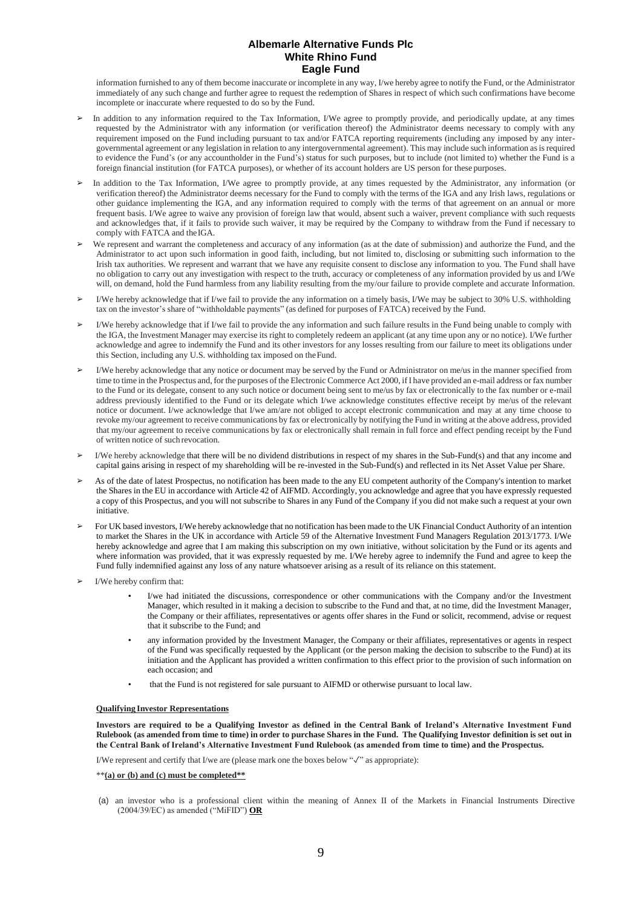information furnished to any of them become inaccurate or incomplete in any way, I/we hereby agree to notify the Fund, or the Administrator immediately of any such change and further agree to request the redemption of Shares in respect of which such confirmations have become incomplete or inaccurate where requested to do so by the Fund.

- In addition to any information required to the Tax Information, I/We agree to promptly provide, and periodically update, at any times requested by the Administrator with any information (or verification thereof) the Administrator deems necessary to comply with any requirement imposed on the Fund including pursuant to tax and/or FATCA reporting requirements (including any imposed by any inter-governmental agreement or any legislation in relation to any intergovernmental agreement). This may include such information as is required to evidence the Fund's (or any accountholder in the Fund's) status for such purposes, but to include (not limited to) whether the Fund is a foreign financial institution (for FATCA purposes), or whether of its account holders are US person for these purposes.
- In addition to the Tax Information, I/We agree to promptly provide, at any times requested by the Administrator, any information (or verification thereof) the Administrator deems necessary for the Fund to comply with the terms of the IGA and any Irish laws, regulations or other guidance implementing the IGA, and any information required to comply with the terms of that agreement on an annual or more frequent basis. I/We agree to waive any provision of foreign law that would, absent such a waiver, prevent compliance with such requests and acknowledges that, if it fails to provide such waiver, it may be required by the Company to withdraw from the Fund if necessary to comply with FATCA and the IGA.
- We represent and warrant the completeness and accuracy of any information (as at the date of submission) and authorize the Fund, and the Administrator to act upon such information in good faith, including, but not limited to, disclosing or submitting such information to the Irish tax authorities. We represent and warrant that we have any requisite consent to disclose any information to you. The Fund shall have no obligation to carry out any investigation with respect to the truth, accuracy or completeness of any information provided by us and I/We will, on demand, hold the Fund harmless from any liability resulting from the my/our failure to provide complete and accurate Information.
- I/We hereby acknowledge that if I/we fail to provide the any information on a timely basis, I/We may be subject to 30% U.S. withholding tax on the investor's share of "withholdable payments" (as defined for purposes of FATCA) received by the Fund.
- I/We hereby acknowledge that if I/we fail to provide the any information and such failure results in the Fund being unable to comply with the IGA, the Investment Manager may exercise its right to completely redeem an applicant (at any time upon any or no notice). I/We further acknowledge and agree to indemnify the Fund and its other investors for any losses resulting from our failure to meet its obligations under this Section, including any U.S. withholding tax imposed on the Fund.
- I/We hereby acknowledge that any notice or document may be served by the Fund or Administrator on me/us in the manner specified from time to time in the Prospectus and, for the purposes of the Electronic Commerce Act 2000, if I have provided an e-mail address or fax number to the Fund or its delegate, consent to any such notice or document being sent to me/us by fax or electronically to the fax number or e-mail address previously identified to the Fund or its delegate which I/we acknowledge constitutes effective receipt by me/us of the relevant notice or document. I/we acknowledge that I/we am/are not obliged to accept electronic communication and may at any time choose to revoke my/our agreement to receive communications by fax or electronically by notifying the Fund in writing at the above address, provided that my/our agreement to receive communications by fax or electronically shall remain in full force and effect pending receipt by the Fund of written notice of such revocation.
- I/We hereby acknowledge that there will be no dividend distributions in respect of my shares in the Sub-Fund(s) and that any income and capital gains arising in respect of my shareholding will be re-invested in the Sub-Fund(s) and reflected in its Net Asset Value per Share.
- As of the date of latest Prospectus, no notification has been made to the any EU competent authority of the Company's intention to market the Shares in the EU in accordance with Article 42 of AIFMD. Accordingly, you acknowledge and agree that you have expressly requested a copy of this Prospectus, and you will not subscribe to Shares in any Fund of the Company if you did not make such a request at your own initiative.
- For UK based investors, I/We hereby acknowledge that no notification has been made to the UK Financial Conduct Authority of an intention to market the Shares in the UK in accordance with Article 59 of the Alternative Investment Fund Managers Regulation 2013/1773. I/We hereby acknowledge and agree that I am making this subscription on my own initiative, without solicitation by the Fund or its agents and where information was provided, that it was expressly requested by me. I/We hereby agree to indemnify the Fund and agree to keep the Fund fully indemnified against any loss of any nature whatsoever arising as a result of its reliance on this statement.
- I/We hereby confirm that:
  - I/we had initiated the discussions, correspondence or other communications with the Company and/or the Investment Manager, which resulted in it making a decision to subscribe to the Fund and that, at no time, did the Investment Manager, the Company or their affiliates, representatives or agents offer shares in the Fund or solicit, recommend, advise or request that it subscribe to the Fund; and
  - any information provided by the Investment Manager, the Company or their affiliates, representatives or agents in respect of the Fund was specifically requested by the Applicant (or the person making the decision to subscribe to the Fund) at its initiation and the Applicant has provided a written confirmation to this effect prior to the provision of such information on each occasion; and
  - that the Fund is not registered for sale pursuant to AIFMD or otherwise pursuant to local law.

**Qualifying Investor Representations**

**Investors are required to be a Qualifying Investor as defined in the Central Bank of Ireland's Alternative Investment Fund Rulebook (as amended from time to time) in order to purchase Shares in the Fund. The Qualifying Investor definition is set out in the Central Bank of Ireland's Alternative Investment Fund Rulebook (as amended from time to time) and the Prospectus.**

I/We represent and certify that I/we are (please mark one the boxes below "✓" as appropriate):

\*\***(a) or (b) and (c) must be completed\*\***

(a) an investor who is a professional client within the meaning of Annex II of the Markets in Financial Instruments Directive (2004/39/EC) as amended ("MiFID") **OR**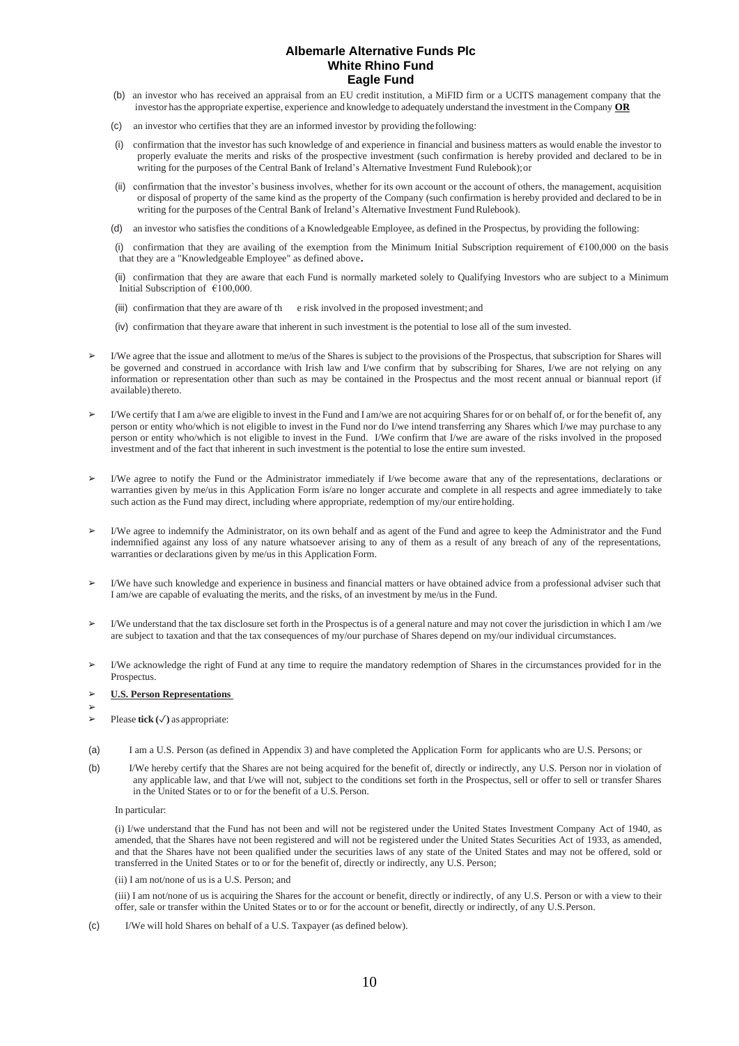**Albemarle Alternative Funds Plc**
**White Rhino Fund**
**Eagle Fund**

(b) an investor who has received an appraisal from an EU credit institution, a MiFID firm or a UCITS management company that the investor has the appropriate expertise, experience and knowledge to adequately understand the investment in the Company **OR**

(c) an investor who certifies that they are an informed investor by providing the following:

(i) confirmation that the investor has such knowledge of and experience in financial and business matters as would enable the investor to properly evaluate the merits and risks of the prospective investment (such confirmation is hereby provided and declared to be in writing for the purposes of the Central Bank of Ireland's Alternative Investment Fund Rulebook); or

(ii) confirmation that the investor's business involves, whether for its own account or the account of others, the management, acquisition or disposal of property of the same kind as the property of the Company (such confirmation is hereby provided and declared to be in writing for the purposes of the Central Bank of Ireland's Alternative Investment Fund Rulebook).

(d) an investor who satisfies the conditions of a Knowledgeable Employee, as defined in the Prospectus, by providing the following:

(i) confirmation that they are availing of the exemption from the Minimum Initial Subscription requirement of €100,000 on the basis that they are a "Knowledgeable Employee" as defined above.

(ii) confirmation that they are aware that each Fund is normally marketed solely to Qualifying Investors who are subject to a Minimum Initial Subscription of €100,000.

(iii) confirmation that they are aware of th e risk involved in the proposed investment; and

(iv) confirmation that they are aware that inherent in such investment is the potential to lose all of the sum invested.

- I/We agree that the issue and allotment to me/us of the Shares is subject to the provisions of the Prospectus, that subscription for Shares will be governed and construed in accordance with Irish law and I/we confirm that by subscribing for Shares, I/we are not relying on any information or representation other than such as may be contained in the Prospectus and the most recent annual or biannual report (if available) thereto.

- I/We certify that I am a/we are eligible to invest in the Fund and I am/we are not acquiring Shares for or on behalf of, or for the benefit of, any person or entity who/which is not eligible to invest in the Fund nor do I/we intend transferring any Shares which I/we may purchase to any person or entity who/which is not eligible to invest in the Fund. I/We confirm that I/we are aware of the risks involved in the proposed investment and of the fact that inherent in such investment is the potential to lose the entire sum invested.

- I/We agree to notify the Fund or the Administrator immediately if I/we become aware that any of the representations, declarations or warranties given by me/us in this Application Form is/are no longer accurate and complete in all respects and agree immediately to take such action as the Fund may direct, including where appropriate, redemption of my/our entire holding.

- I/We agree to indemnify the Administrator, on its own behalf and as agent of the Fund and agree to keep the Administrator and the Fund indemnified against any loss of any nature whatsoever arising to any of them as a result of any breach of any of the representations, warranties or declarations given by me/us in this Application Form.

- I/We have such knowledge and experience in business and financial matters or have obtained advice from a professional adviser such that I am/we are capable of evaluating the merits, and the risks, of an investment by me/us in the Fund.

- I/We understand that the tax disclosure set forth in the Prospectus is of a general nature and may not cover the jurisdiction in which I am /we are subject to taxation and that the tax consequences of my/our purchase of Shares depend on my/our individual circumstances.

- I/We acknowledge the right of Fund at any time to require the mandatory redemption of Shares in the circumstances provided for in the Prospectus.

- **U.S. Person Representations**

- Please **tick (✓)** as appropriate:

(a) I am a U.S. Person (as defined in Appendix 3) and have completed the Application Form for applicants who are U.S. Persons; or

(b) I/We hereby certify that the Shares are not being acquired for the benefit of, directly or indirectly, any U.S. Person nor in violation of any applicable law, and that I/we will not, subject to the conditions set forth in the Prospectus, sell or offer to sell or transfer Shares in the United States or to or for the benefit of a U.S. Person.

In particular:

(i) I/we understand that the Fund has not been and will not be registered under the United States Investment Company Act of 1940, as amended, that the Shares have not been registered and will not be registered under the United States Securities Act of 1933, as amended, and that the Shares have not been qualified under the securities laws of any state of the United States and may not be offered, sold or transferred in the United States or to or for the benefit of, directly or indirectly, any U.S. Person;

(ii) I am not/none of us is a U.S. Person; and

(iii) I am not/none of us is acquiring the Shares for the account or benefit, directly or indirectly, of any U.S. Person or with a view to their offer, sale or transfer within the United States or to or for the account or benefit, directly or indirectly, of any U.S. Person.

(c) I/We will hold Shares on behalf of a U.S. Taxpayer (as defined below).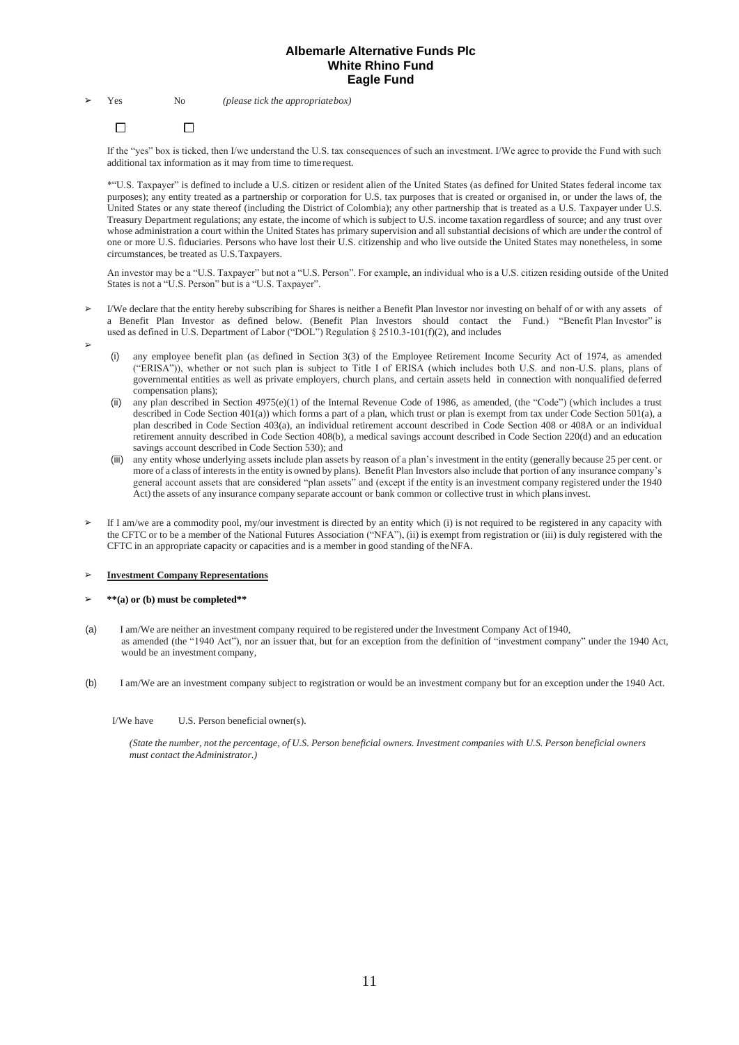- Yes No *(please tick the appropriate box)*

  ☐ ☐

If the "yes" box is ticked, then I/we understand the U.S. tax consequences of such an investment. I/We agree to provide the Fund with such additional tax information as it may from time to time request.

*"U.S. Taxpayer" is defined to include a U.S. citizen or resident alien of the United States (as defined for United States federal income tax purposes); any entity treated as a partnership or corporation for U.S. tax purposes that is created or organised in, or under the laws of, the United States or any state thereof (including the District of Columbia); any other partnership that is treated as a U.S. Taxpayer under U.S. Treasury Department regulations; any estate, the income of which is subject to U.S. income taxation regardless of source; and any trust over whose administration a court within the United States has primary supervision and all substantial decisions of which are under the control of one or more U.S. fiduciaries. Persons who have lost their U.S. citizenship and who live outside the United States may nonetheless, in some circumstances, be treated as U.S. Taxpayers.

An investor may be a "U.S. Taxpayer" but not a "U.S. Person". For example, an individual who is a U.S. citizen residing outside of the United States is not a "U.S. Person" but is a "U.S. Taxpayer".

- I/We declare that the entity hereby subscribing for Shares is neither a Benefit Plan Investor nor investing on behalf of or with any assets of a Benefit Plan Investor as defined below. (Benefit Plan Investors should contact the Fund.) "Benefit Plan Investor" is used as defined in U.S. Department of Labor ("DOL") Regulation § 2510.3-101(f)(2), and includes
-
  (i) any employee benefit plan (as defined in Section 3(3) of the Employee Retirement Income Security Act of 1974, as amended ("ERISA")), whether or not such plan is subject to Title I of ERISA (which includes both U.S. and non-U.S. plans, plans of governmental entities as well as private employers, church plans, and certain assets held in connection with nonqualified deferred compensation plans);

  (ii) any plan described in Section 4975(e)(1) of the Internal Revenue Code of 1986, as amended, (the "Code") (which includes a trust described in Code Section 401(a)) which forms a part of a plan, which trust or plan is exempt from tax under Code Section 501(a), a plan described in Code Section 403(a), an individual retirement account described in Code Section 408 or 408A or an individual retirement annuity described in Code Section 408(b), a medical savings account described in Code Section 220(d) and an education savings account described in Code Section 530); and

  (iii) any entity whose underlying assets include plan assets by reason of a plan's investment in the entity (generally because 25 per cent. or more of a class of interests in the entity is owned by plans). Benefit Plan Investors also include that portion of any insurance company's general account assets that are considered "plan assets" and (except if the entity is an investment company registered under the 1940 Act) the assets of any insurance company separate account or bank common or collective trust in which plans invest.

- If I am/we are a commodity pool, my/our investment is directed by an entity which (i) is not required to be registered in any capacity with the CFTC or to be a member of the National Futures Association ("NFA"), (ii) is exempt from registration or (iii) is duly registered with the CFTC in an appropriate capacity or capacities and is a member in good standing of the NFA.

- **Investment Company Representations**

- **\*\*(a) or (b) must be completed\*\***

(a) I am/We are neither an investment company required to be registered under the Investment Company Act of 1940, as amended (the "1940 Act"), nor an issuer that, but for an exception from the definition of "investment company" under the 1940 Act, would be an investment company,

(b) I am/We are an investment company subject to registration or would be an investment company but for an exception under the 1940 Act.

I/We have U.S. Person beneficial owner(s).

*(State the number, not the percentage, of U.S. Person beneficial owners. Investment companies with U.S. Person beneficial owners must contact the Administrator.)*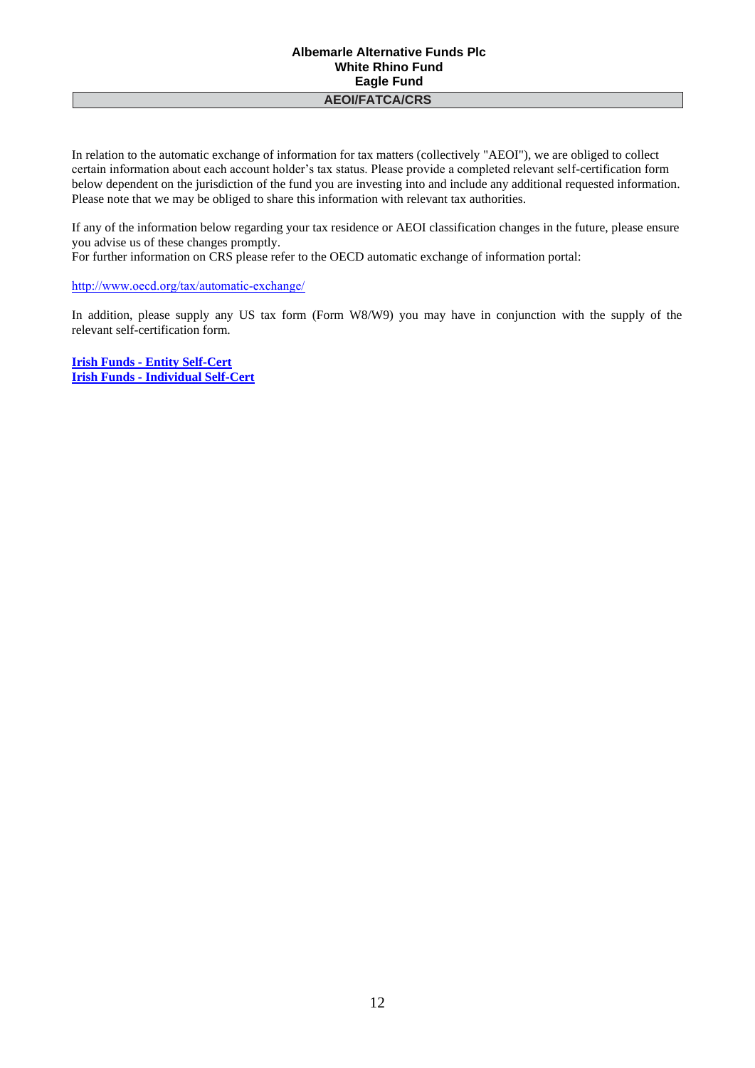**Albemarle Alternative Funds Plc**
**White Rhino Fund**
**Eagle Fund**

## AEOI/FATCA/CRS

In relation to the automatic exchange of information for tax matters (collectively "AEOI"), we are obliged to collect certain information about each account holder's tax status. Please provide a completed relevant self-certification form below dependent on the jurisdiction of the fund you are investing into and include any additional requested information. Please note that we may be obliged to share this information with relevant tax authorities.

If any of the information below regarding your tax residence or AEOI classification changes in the future, please ensure you advise us of these changes promptly.
For further information on CRS please refer to the OECD automatic exchange of information portal:

http://www.oecd.org/tax/automatic-exchange/

In addition, please supply any US tax form (Form W8/W9) you may have in conjunction with the supply of the relevant self-certification form.

**Irish Funds - Entity Self-Cert**
**Irish Funds - Individual Self-Cert**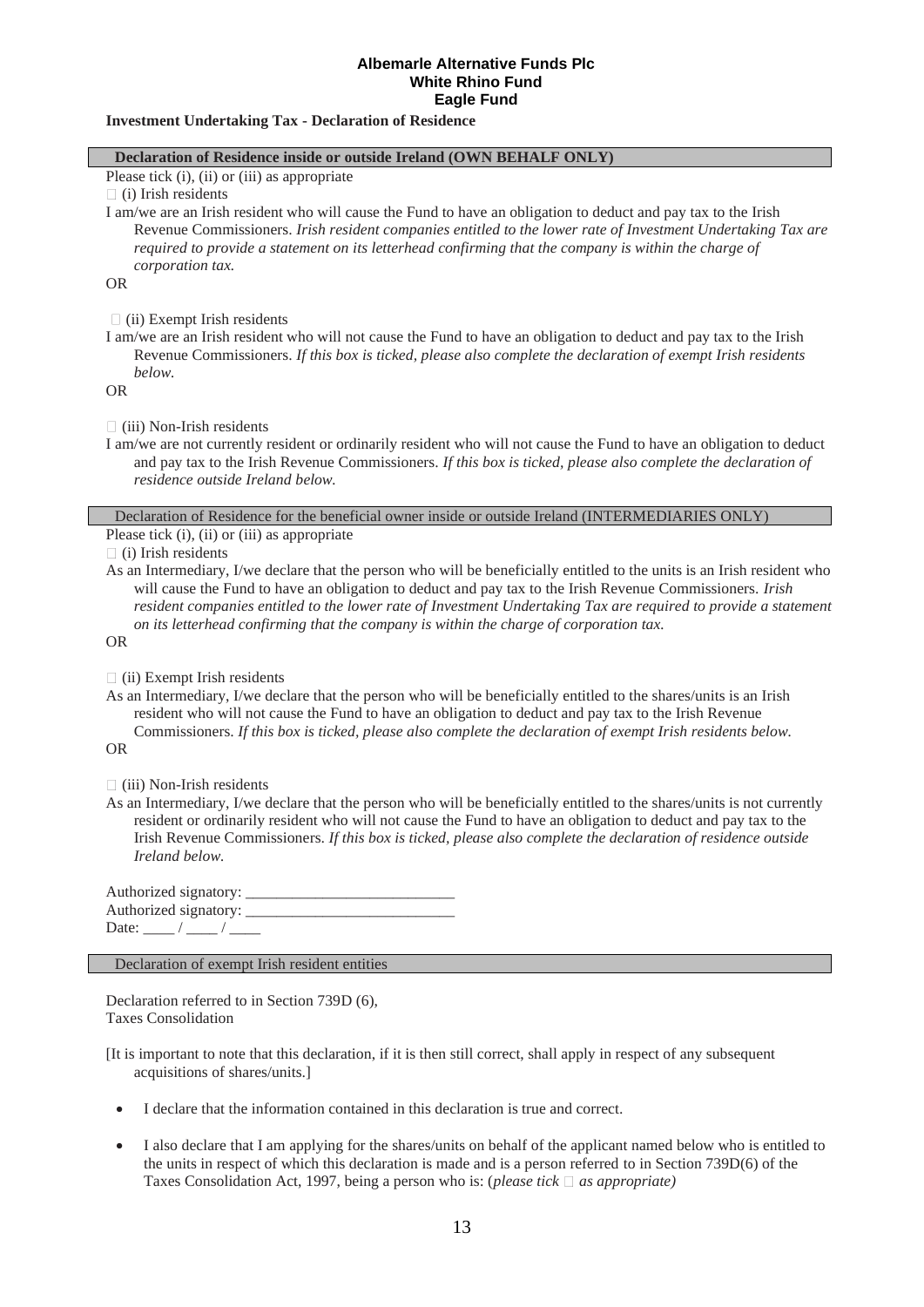**Albemarle Alternative Funds Plc**
**White Rhino Fund**
**Eagle Fund**

**Investment Undertaking Tax - Declaration of Residence**

**Declaration of Residence inside or outside Ireland (OWN BEHALF ONLY)**

Please tick (i), (ii) or (iii) as appropriate

☐ (i) Irish residents

I am/we are an Irish resident who will cause the Fund to have an obligation to deduct and pay tax to the Irish Revenue Commissioners. *Irish resident companies entitled to the lower rate of Investment Undertaking Tax are required to provide a statement on its letterhead confirming that the company is within the charge of corporation tax.*

OR

☐ (ii) Exempt Irish residents

I am/we are an Irish resident who will not cause the Fund to have an obligation to deduct and pay tax to the Irish Revenue Commissioners. *If this box is ticked, please also complete the declaration of exempt Irish residents below.*

OR

☐ (iii) Non-Irish residents

I am/we are not currently resident or ordinarily resident who will not cause the Fund to have an obligation to deduct and pay tax to the Irish Revenue Commissioners. *If this box is ticked, please also complete the declaration of residence outside Ireland below.*

Declaration of Residence for the beneficial owner inside or outside Ireland (INTERMEDIARIES ONLY)

Please tick (i), (ii) or (iii) as appropriate

☐ (i) Irish residents

As an Intermediary, I/we declare that the person who will be beneficially entitled to the units is an Irish resident who will cause the Fund to have an obligation to deduct and pay tax to the Irish Revenue Commissioners. *Irish resident companies entitled to the lower rate of Investment Undertaking Tax are required to provide a statement on its letterhead confirming that the company is within the charge of corporation tax.*

OR

☐ (ii) Exempt Irish residents

As an Intermediary, I/we declare that the person who will be beneficially entitled to the shares/units is an Irish resident who will not cause the Fund to have an obligation to deduct and pay tax to the Irish Revenue Commissioners. *If this box is ticked, please also complete the declaration of exempt Irish residents below.*

OR

☐ (iii) Non-Irish residents

As an Intermediary, I/we declare that the person who will be beneficially entitled to the shares/units is not currently resident or ordinarily resident who will not cause the Fund to have an obligation to deduct and pay tax to the Irish Revenue Commissioners. *If this box is ticked, please also complete the declaration of residence outside Ireland below.*

Authorized signatory: ___________________________

Authorized signatory: ___________________________

Date: ____ / ____ / ____

Declaration of exempt Irish resident entities

Declaration referred to in Section 739D (6), Taxes Consolidation

[It is important to note that this declaration, if it is then still correct, shall apply in respect of any subsequent acquisitions of shares/units.]

- I declare that the information contained in this declaration is true and correct.
- I also declare that I am applying for the shares/units on behalf of the applicant named below who is entitled to the units in respect of which this declaration is made and is a person referred to in Section 739D(6) of the Taxes Consolidation Act, 1997, being a person who is: (*please tick ☐ as appropriate)*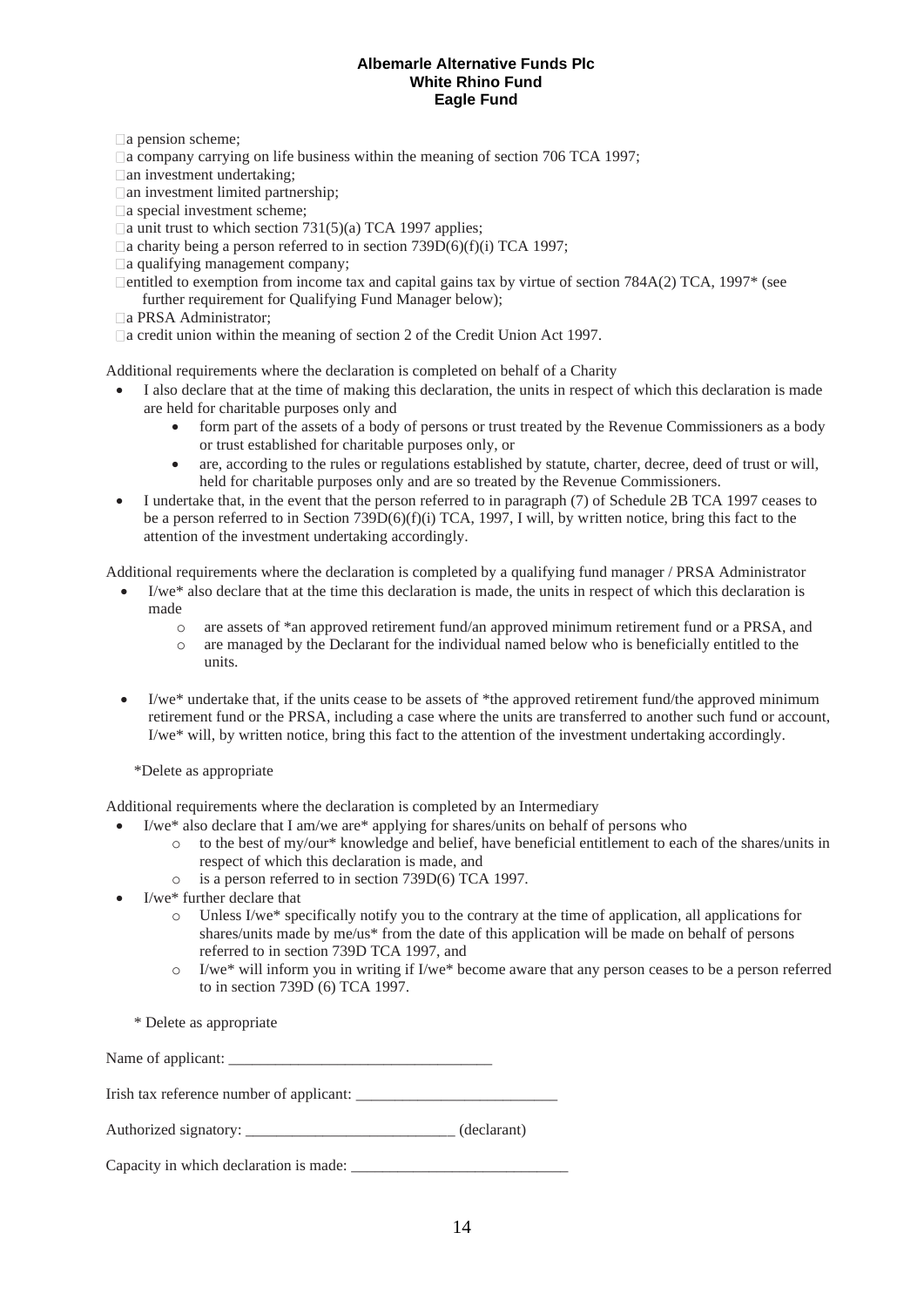- ☐a pension scheme;
- ☐a company carrying on life business within the meaning of section 706 TCA 1997;
- ☐an investment undertaking;
- ☐an investment limited partnership;
- ☐a special investment scheme;
- ☐a unit trust to which section 731(5)(a) TCA 1997 applies;
- ☐a charity being a person referred to in section 739D(6)(f)(i) TCA 1997;
- ☐a qualifying management company;
- ☐entitled to exemption from income tax and capital gains tax by virtue of section 784A(2) TCA, 1997* (see further requirement for Qualifying Fund Manager below);
- ☐a PRSA Administrator;
- ☐a credit union within the meaning of section 2 of the Credit Union Act 1997.

Additional requirements where the declaration is completed on behalf of a Charity

- I also declare that at the time of making this declaration, the units in respect of which this declaration is made are held for charitable purposes only and
  - form part of the assets of a body of persons or trust treated by the Revenue Commissioners as a body or trust established for charitable purposes only, or
  - are, according to the rules or regulations established by statute, charter, decree, deed of trust or will, held for charitable purposes only and are so treated by the Revenue Commissioners.
- I undertake that, in the event that the person referred to in paragraph (7) of Schedule 2B TCA 1997 ceases to be a person referred to in Section 739D(6)(f)(i) TCA, 1997, I will, by written notice, bring this fact to the attention of the investment undertaking accordingly.

Additional requirements where the declaration is completed by a qualifying fund manager / PRSA Administrator

- I/we* also declare that at the time this declaration is made, the units in respect of which this declaration is made
  - are assets of *an approved retirement fund/an approved minimum retirement fund or a PRSA, and
  - are managed by the Declarant for the individual named below who is beneficially entitled to the units.
- I/we* undertake that, if the units cease to be assets of *the approved retirement fund/the approved minimum retirement fund or the PRSA, including a case where the units are transferred to another such fund or account, I/we* will, by written notice, bring this fact to the attention of the investment undertaking accordingly.

*Delete as appropriate

Additional requirements where the declaration is completed by an Intermediary

- I/we* also declare that I am/we are* applying for shares/units on behalf of persons who
  - to the best of my/our* knowledge and belief, have beneficial entitlement to each of the shares/units in respect of which this declaration is made, and
  - is a person referred to in section 739D(6) TCA 1997.
- I/we* further declare that
  - Unless I/we* specifically notify you to the contrary at the time of application, all applications for shares/units made by me/us* from the date of this application will be made on behalf of persons referred to in section 739D TCA 1997, and
  - I/we* will inform you in writing if I/we* become aware that any person ceases to be a person referred to in section 739D (6) TCA 1997.

\* Delete as appropriate

Name of applicant: ___________________________________

Irish tax reference number of applicant: ___________________________

Authorized signatory: ____________________________ (declarant)

Capacity in which declaration is made: _____________________________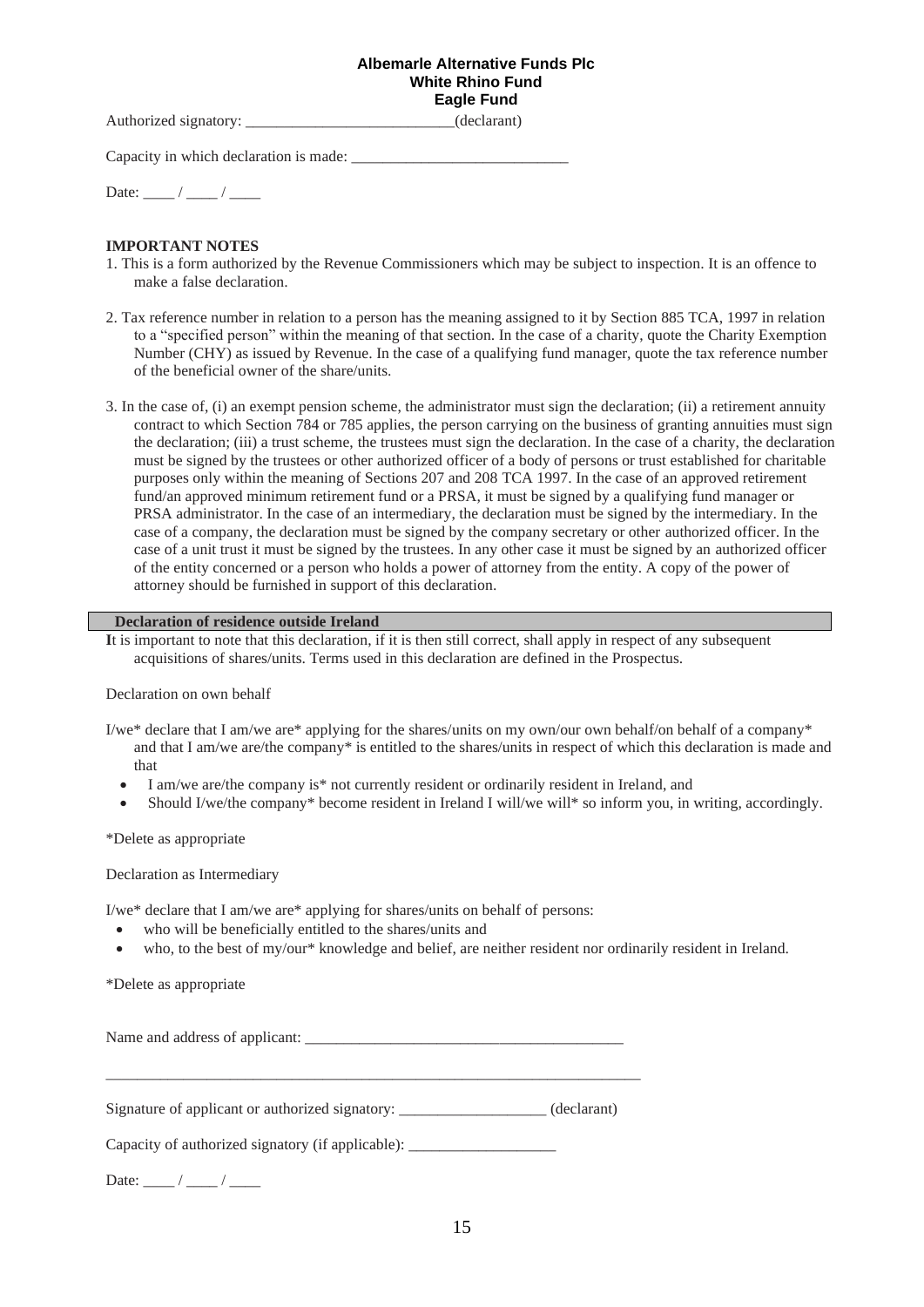**Albemarle Alternative Funds Plc**
**White Rhino Fund**
**Eagle Fund**

Authorized signatory: ___________________________(declarant)

Capacity in which declaration is made: ___________________________

Date: ____ / ____ / ____

**IMPORTANT NOTES**

1. This is a form authorized by the Revenue Commissioners which may be subject to inspection. It is an offence to make a false declaration.

2. Tax reference number in relation to a person has the meaning assigned to it by Section 885 TCA, 1997 in relation to a "specified person" within the meaning of that section. In the case of a charity, quote the Charity Exemption Number (CHY) as issued by Revenue. In the case of a qualifying fund manager, quote the tax reference number of the beneficial owner of the share/units.

3. In the case of, (i) an exempt pension scheme, the administrator must sign the declaration; (ii) a retirement annuity contract to which Section 784 or 785 applies, the person carrying on the business of granting annuities must sign the declaration; (iii) a trust scheme, the trustees must sign the declaration. In the case of a charity, the declaration must be signed by the trustees or other authorized officer of a body of persons or trust established for charitable purposes only within the meaning of Sections 207 and 208 TCA 1997. In the case of an approved retirement fund/an approved minimum retirement fund or a PRSA, it must be signed by a qualifying fund manager or PRSA administrator. In the case of an intermediary, the declaration must be signed by the intermediary. In the case of a company, the declaration must be signed by the company secretary or other authorized officer. In the case of a unit trust it must be signed by the trustees. In any other case it must be signed by an authorized officer of the entity concerned or a person who holds a power of attorney from the entity. A copy of the power of attorney should be furnished in support of this declaration.

**Declaration of residence outside Ireland**

It is important to note that this declaration, if it is then still correct, shall apply in respect of any subsequent acquisitions of shares/units. Terms used in this declaration are defined in the Prospectus.

Declaration on own behalf

I/we* declare that I am/we are* applying for the shares/units on my own/our own behalf/on behalf of a company* and that I am/we are/the company* is entitled to the shares/units in respect of which this declaration is made and that

- I am/we are/the company is* not currently resident or ordinarily resident in Ireland, and
- Should I/we/the company* become resident in Ireland I will/we will* so inform you, in writing, accordingly.

*Delete as appropriate

Declaration as Intermediary

I/we* declare that I am/we are* applying for shares/units on behalf of persons:

- who will be beneficially entitled to the shares/units and
- who, to the best of my/our* knowledge and belief, are neither resident nor ordinarily resident in Ireland.

*Delete as appropriate

Name and address of applicant: __________________________________________

_________________________________________________________________________

Signature of applicant or authorized signatory: ___________________ (declarant)

Capacity of authorized signatory (if applicable): ___________________

Date: ____ / ____ / ____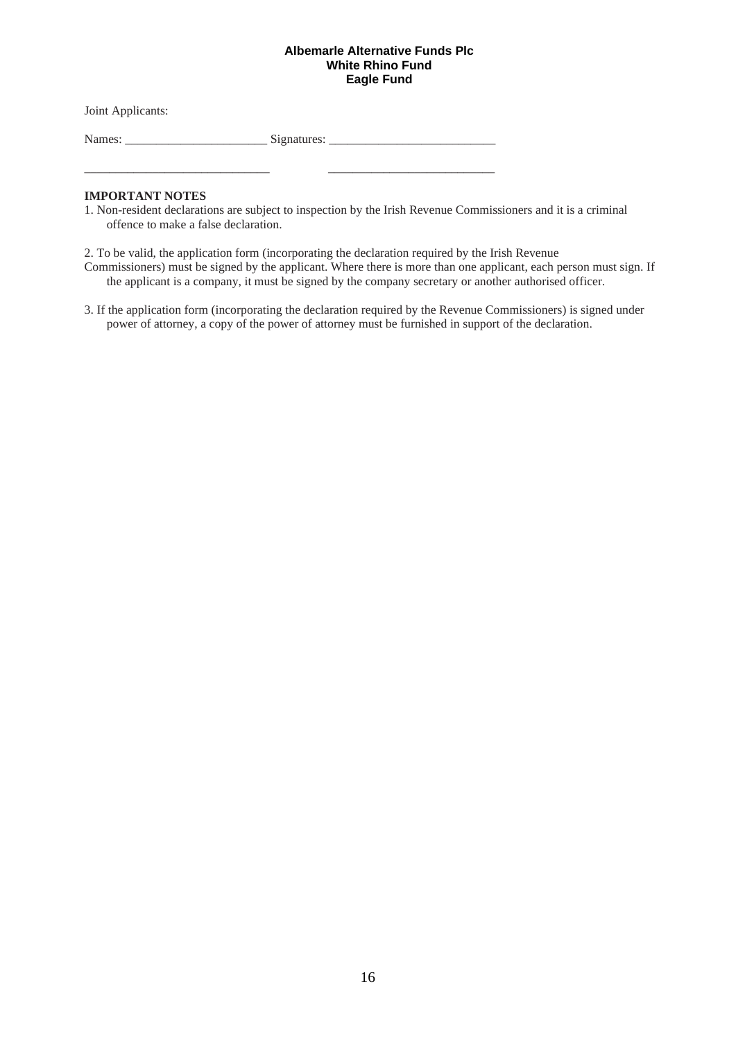Joint Applicants:

Names: _______________________ Signatures: ___________________________

______________________________ ___________________________

**IMPORTANT NOTES**

1. Non-resident declarations are subject to inspection by the Irish Revenue Commissioners and it is a criminal offence to make a false declaration.

2. To be valid, the application form (incorporating the declaration required by the Irish Revenue Commissioners) must be signed by the applicant. Where there is more than one applicant, each person must sign. If the applicant is a company, it must be signed by the company secretary or another authorised officer.

3. If the application form (incorporating the declaration required by the Revenue Commissioners) is signed under power of attorney, a copy of the power of attorney must be furnished in support of the declaration.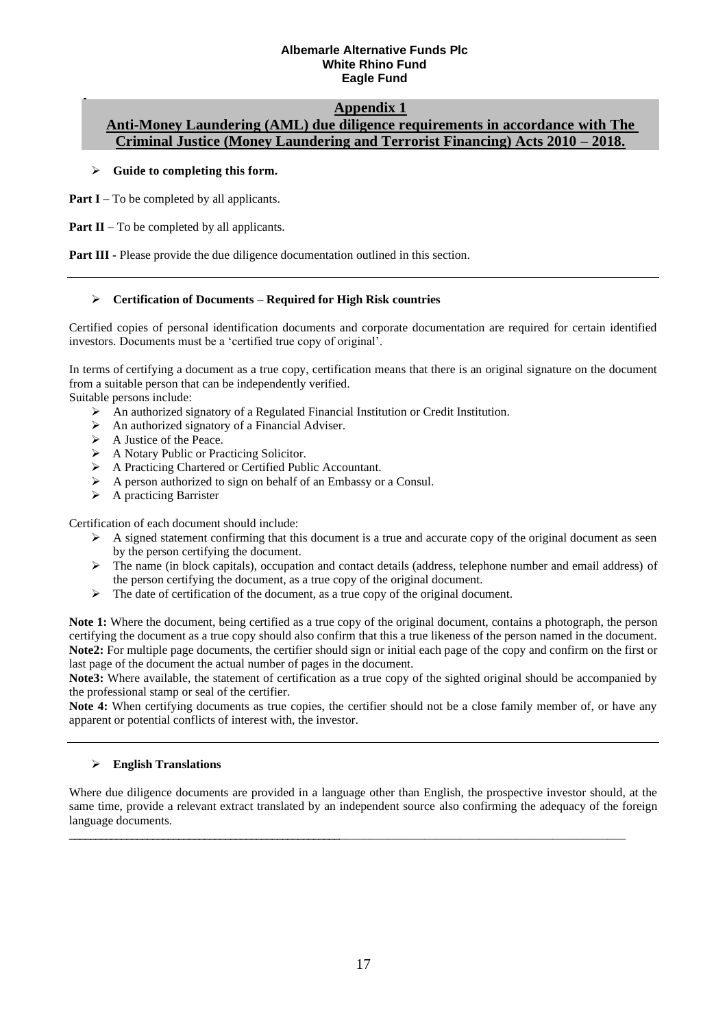# Appendix 1

## Anti-Money Laundering (AML) due diligence requirements in accordance with The Criminal Justice (Money Laundering and Terrorist Financing) Acts 2010 – 2018.

- **Guide to completing this form.**

**Part I** – To be completed by all applicants.

**Part II** – To be completed by all applicants.

**Part III -** Please provide the due diligence documentation outlined in this section.

---

- **Certification of Documents – Required for High Risk countries**

Certified copies of personal identification documents and corporate documentation are required for certain identified investors. Documents must be a 'certified true copy of original'.

In terms of certifying a document as a true copy, certification means that there is an original signature on the document from a suitable person that can be independently verified.

Suitable persons include:

- An authorized signatory of a Regulated Financial Institution or Credit Institution.
- An authorized signatory of a Financial Adviser.
- A Justice of the Peace.
- A Notary Public or Practicing Solicitor.
- A Practicing Chartered or Certified Public Accountant.
- A person authorized to sign on behalf of an Embassy or a Consul.
- A practicing Barrister

Certification of each document should include:

- A signed statement confirming that this document is a true and accurate copy of the original document as seen by the person certifying the document.
- The name (in block capitals), occupation and contact details (address, telephone number and email address) of the person certifying the document, as a true copy of the original document.
- The date of certification of the document, as a true copy of the original document.

**Note 1:** Where the document, being certified as a true copy of the original document, contains a photograph, the person certifying the document as a true copy should also confirm that this a true likeness of the person named in the document.
**Note2:** For multiple page documents, the certifier should sign or initial each page of the copy and confirm on the first or last page of the document the actual number of pages in the document.
**Note3:** Where available, the statement of certification as a true copy of the sighted original should be accompanied by the professional stamp or seal of the certifier.
**Note 4:** When certifying documents as true copies, the certifier should not be a close family member of, or have any apparent or potential conflicts of interest with, the investor.

---

- **English Translations**

Where due diligence documents are provided in a language other than English, the prospective investor should, at the same time, provide a relevant extract translated by an independent source also confirming the adequacy of the foreign language documents.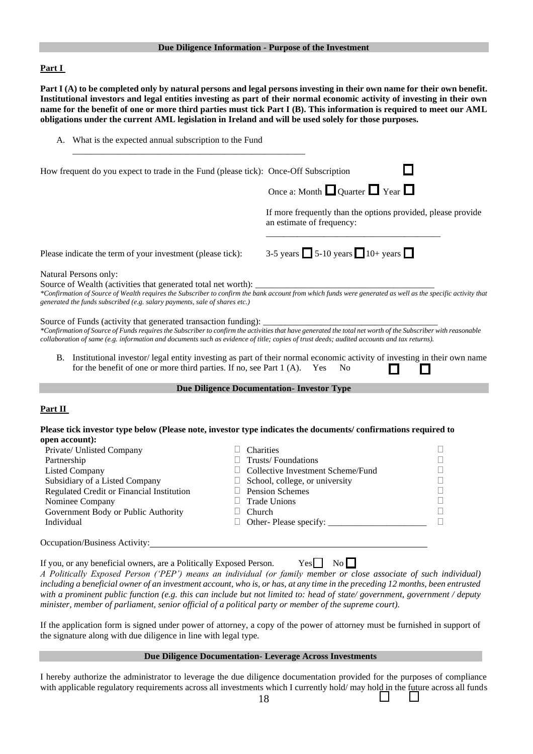## Due Diligence Information - Purpose of the Investment

**Part I**

**Part I (A) to be completed only by natural persons and legal persons investing in their own name for their own benefit. Institutional investors and legal entities investing as part of their normal economic activity of investing in their own name for the benefit of one or more third parties must tick Part I (B). This information is required to meet our AML obligations under the current AML legislation in Ireland and will be used solely for those purposes.**

A. What is the expected annual subscription to the Fund

______________________________________________________

How frequent do you expect to trade in the Fund (please tick): Once-Off Subscription ☐

Once a: Month ☐ Quarter ☐ Year ☐

If more frequently than the options provided, please provide an estimate of frequency:

________________________________________

Please indicate the term of your investment (please tick): 3-5 years ☐ 5-10 years ☐ 10+ years ☐

Natural Persons only:

Source of Wealth (activities that generated total net worth): ________________________________________

*\*Confirmation of Source of Wealth requires the Subscriber to confirm the bank account from which funds were generated as well as the specific activity that generated the funds subscribed (e.g. salary payments, sale of shares etc.)*

Source of Funds (activity that generated transaction funding): ________________________________________

*\*Confirmation of Source of Funds requires the Subscriber to confirm the activities that have generated the total net worth of the Subscriber with reasonable collaboration of same (e.g. information and documents such as evidence of title; copies of trust deeds; audited accounts and tax returns).*

B. Institutional investor/ legal entity investing as part of their normal economic activity of investing in their own name for the benefit of one or more third parties. If no, see Part 1 (A). Yes ☐ No ☐

## Due Diligence Documentation- Investor Type

**Part II**

**Please tick investor type below (Please note, investor type indicates the documents/ confirmations required to open account):**

| | | | |
|---|---|---|---|
| Private/ Unlisted Company | ☐ | Charities | ☐ |
| Partnership | ☐ | Trusts/ Foundations | ☐ |
| Listed Company | ☐ | Collective Investment Scheme/Fund | ☐ |
| Subsidiary of a Listed Company | ☐ | School, college, or university | ☐ |
| Regulated Credit or Financial Institution | ☐ | Pension Schemes | ☐ |
| Nominee Company | ☐ | Trade Unions | ☐ |
| Government Body or Public Authority | ☐ | Church | ☐ |
| Individual | ☐ | Other- Please specify: ______________________ | ☐ |

Occupation/Business Activity: ________________________________________________________________

If you, or any beneficial owners, are a Politically Exposed Person. Yes ☐ No ☐

*A Politically Exposed Person ('PEP') means an individual (or family member or close associate of such individual) including a beneficial owner of an investment account, who is, or has, at any time in the preceding 12 months, been entrusted with a prominent public function (e.g. this can include but not limited to: head of state/ government, government / deputy minister, member of parliament, senior official of a political party or member of the supreme court).*

If the application form is signed under power of attorney, a copy of the power of attorney must be furnished in support of the signature along with due diligence in line with legal type.

## Due Diligence Documentation- Leverage Across Investments

I hereby authorize the administrator to leverage the due diligence documentation provided for the purposes of compliance with applicable regulatory requirements across all investments which I currently hold/ may hold in the future across all funds ☐ ☐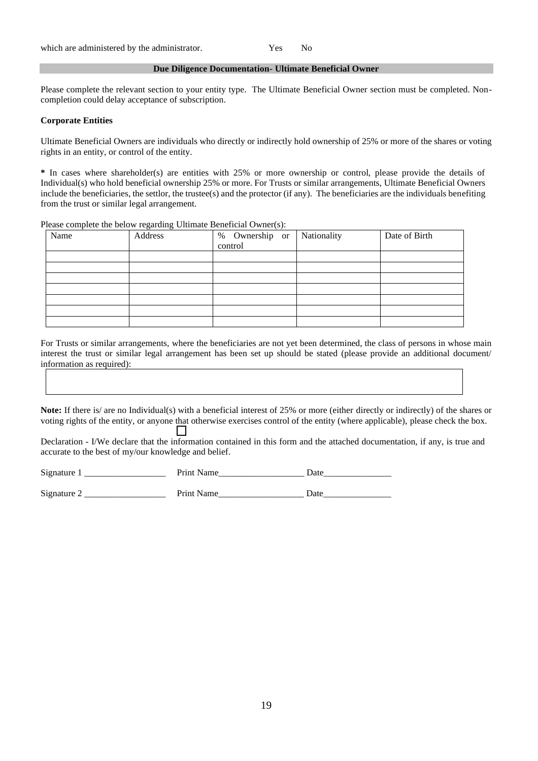which are administered by the administrator. Yes No

## Due Diligence Documentation- Ultimate Beneficial Owner

Please complete the relevant section to your entity type. The Ultimate Beneficial Owner section must be completed. Non-completion could delay acceptance of subscription.

**Corporate Entities**

Ultimate Beneficial Owners are individuals who directly or indirectly hold ownership of 25% or more of the shares or voting rights in an entity, or control of the entity.

**\*** In cases where shareholder(s) are entities with 25% or more ownership or control, please provide the details of Individual(s) who hold beneficial ownership 25% or more. For Trusts or similar arrangements, Ultimate Beneficial Owners include the beneficiaries, the settlor, the trustee(s) and the protector (if any). The beneficiaries are the individuals benefiting from the trust or similar legal arrangement.

Please complete the below regarding Ultimate Beneficial Owner(s):

| Name | Address | % Ownership or control | Nationality | Date of Birth |
|---|---|---|---|---|
| | | | | |
| | | | | |
| | | | | |
| | | | | |
| | | | | |
| | | | | |
| | | | | |

For Trusts or similar arrangements, where the beneficiaries are not yet been determined, the class of persons in whose main interest the trust or similar legal arrangement has been set up should be stated (please provide an additional document/ information as required):

| |
|---|
| |

**Note:** If there is/ are no Individual(s) with a beneficial interest of 25% or more (either directly or indirectly) of the shares or voting rights of the entity, or anyone that otherwise exercises control of the entity (where applicable), please check the box. ☐

Declaration - I/We declare that the information contained in this form and the attached documentation, if any, is true and accurate to the best of my/our knowledge and belief.

Signature 1 __________________ Print Name___________________ Date_______________

Signature 2 __________________ Print Name___________________ Date_______________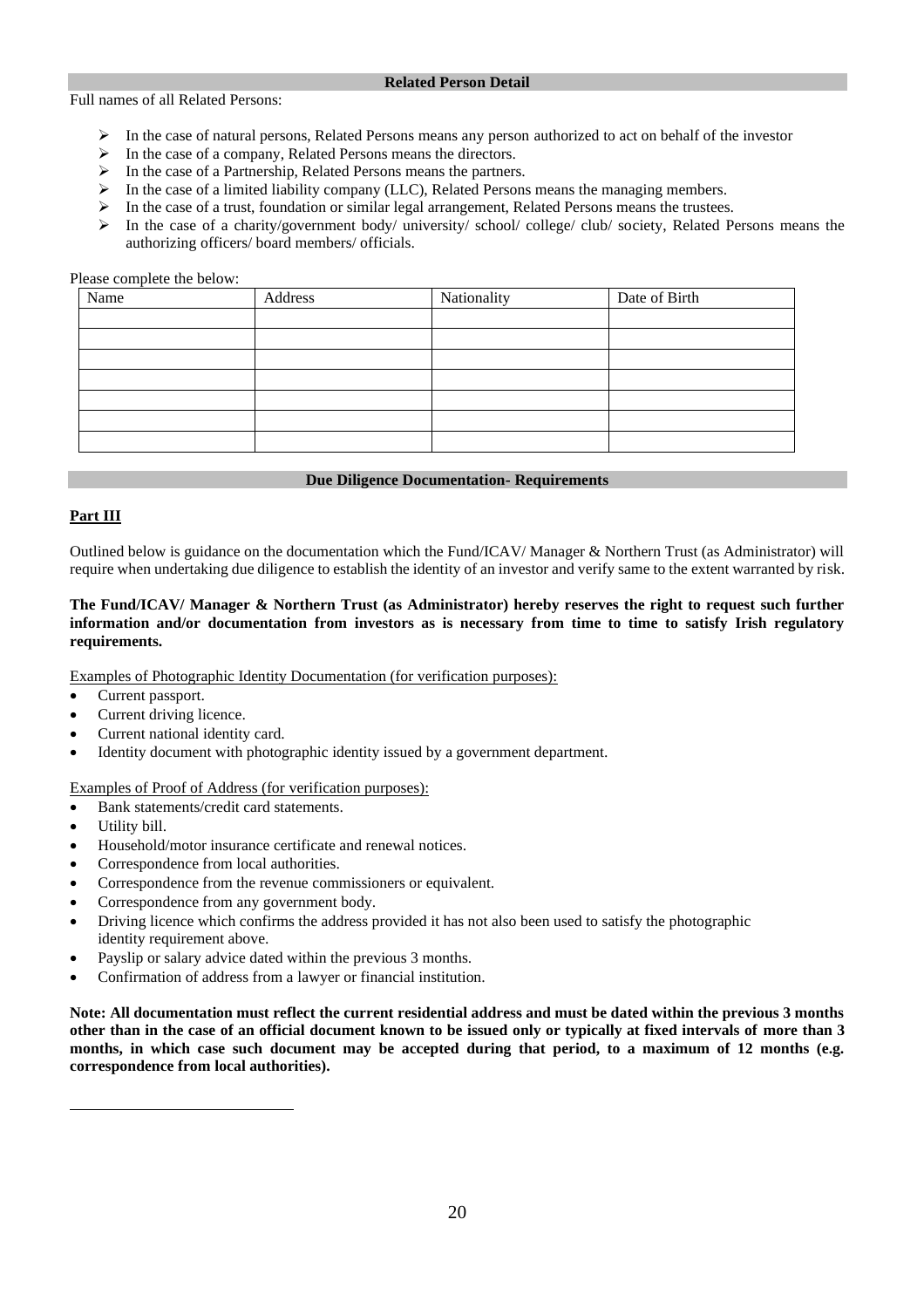## Related Person Detail

Full names of all Related Persons:

- In the case of natural persons, Related Persons means any person authorized to act on behalf of the investor
- In the case of a company, Related Persons means the directors.
- In the case of a Partnership, Related Persons means the partners.
- In the case of a limited liability company (LLC), Related Persons means the managing members.
- In the case of a trust, foundation or similar legal arrangement, Related Persons means the trustees.
- In the case of a charity/government body/ university/ school/ college/ club/ society, Related Persons means the authorizing officers/ board members/ officials.

Please complete the below:

| Name | Address | Nationality | Date of Birth |
|---|---|---|---|
| | | | |
| | | | |
| | | | |
| | | | |
| | | | |
| | | | |
| | | | |

## Due Diligence Documentation- Requirements

**Part III**

Outlined below is guidance on the documentation which the Fund/ICAV/ Manager & Northern Trust (as Administrator) will require when undertaking due diligence to establish the identity of an investor and verify same to the extent warranted by risk.

**The Fund/ICAV/ Manager & Northern Trust (as Administrator) hereby reserves the right to request such further information and/or documentation from investors as is necessary from time to time to satisfy Irish regulatory requirements.**

Examples of Photographic Identity Documentation (for verification purposes):

- Current passport.
- Current driving licence.
- Current national identity card.
- Identity document with photographic identity issued by a government department.

Examples of Proof of Address (for verification purposes):

- Bank statements/credit card statements.
- Utility bill.
- Household/motor insurance certificate and renewal notices.
- Correspondence from local authorities.
- Correspondence from the revenue commissioners or equivalent.
- Correspondence from any government body.
- Driving licence which confirms the address provided it has not also been used to satisfy the photographic identity requirement above.
- Payslip or salary advice dated within the previous 3 months.
- Confirmation of address from a lawyer or financial institution.

**Note: All documentation must reflect the current residential address and must be dated within the previous 3 months other than in the case of an official document known to be issued only or typically at fixed intervals of more than 3 months, in which case such document may be accepted during that period, to a maximum of 12 months (e.g. correspondence from local authorities).**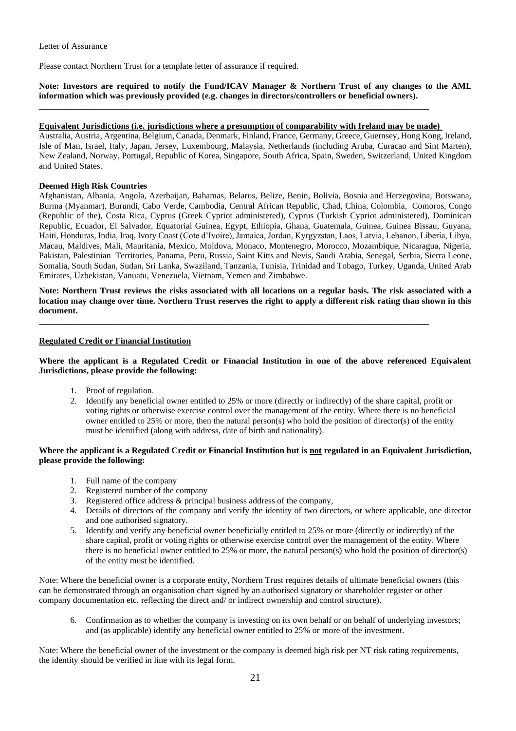Letter of Assurance

Please contact Northern Trust for a template letter of assurance if required.

**Note: Investors are required to notify the Fund/ICAV Manager & Northern Trust of any changes to the AML information which was previously provided (e.g. changes in directors/controllers or beneficial owners).**

---

**Equivalent Jurisdictions (i.e. jurisdictions where a presumption of comparability with Ireland may be made)**

Australia, Austria, Argentina, Belgium, Canada, Denmark, Finland, France, Germany, Greece, Guernsey, Hong Kong, Ireland, Isle of Man, Israel, Italy, Japan, Jersey, Luxembourg, Malaysia, Netherlands (including Aruba, Curacao and Sint Marten), New Zealand, Norway, Portugal, Republic of Korea, Singapore, South Africa, Spain, Sweden, Switzerland, United Kingdom and United States.

**Deemed High Risk Countries**

Afghanistan, Albania, Angola, Azerbaijan, Bahamas, Belarus, Belize, Benin, Bolivia, Bosnia and Herzegovina, Botswana, Burma (Myanmar), Burundi, Cabo Verde, Cambodia, Central African Republic, Chad, China, Colombia, Comoros, Congo (Republic of the), Costa Rica, Cyprus (Greek Cypriot administered), Cyprus (Turkish Cypriot administered), Dominican Republic, Ecuador, El Salvador, Equatorial Guinea, Egypt, Ethiopia, Ghana, Guatemala, Guinea, Guinea Bissau, Guyana, Haiti, Honduras, India, Iraq, Ivory Coast (Cote d'Ivoire), Jamaica, Jordan, Kyrgyzstan, Laos, Latvia, Lebanon, Liberia, Libya, Macau, Maldives, Mali, Mauritania, Mexico, Moldova, Monaco, Montenegro, Morocco, Mozambique, Nicaragua, Nigeria, Pakistan, Palestinian Territories, Panama, Peru, Russia, Saint Kitts and Nevis, Saudi Arabia, Senegal, Serbia, Sierra Leone, Somalia, South Sudan, Sudan, Sri Lanka, Swaziland, Tanzania, Tunisia, Trinidad and Tobago, Turkey, Uganda, United Arab Emirates, Uzbekistan, Vanuatu, Venezuela, Vietnam, Yemen and Zimbabwe.

**Note: Northern Trust reviews the risks associated with all locations on a regular basis. The risk associated with a location may change over time. Northern Trust reserves the right to apply a different risk rating than shown in this document.**

---

**Regulated Credit or Financial Institution**

**Where the applicant is a Regulated Credit or Financial Institution in one of the above referenced Equivalent Jurisdictions, please provide the following:**

1. Proof of regulation.
2. Identify any beneficial owner entitled to 25% or more (directly or indirectly) of the share capital, profit or voting rights or otherwise exercise control over the management of the entity. Where there is no beneficial owner entitled to 25% or more, then the natural person(s) who hold the position of director(s) of the entity must be identified (along with address, date of birth and nationality).

**Where the applicant is a Regulated Credit or Financial Institution but is not regulated in an Equivalent Jurisdiction, please provide the following:**

1. Full name of the company
2. Registered number of the company
3. Registered office address & principal business address of the company,
4. Details of directors of the company and verify the identity of two directors, or where applicable, one director and one authorised signatory.
5. Identify and verify any beneficial owner beneficially entitled to 25% or more (directly or indirectly) of the share capital, profit or voting rights or otherwise exercise control over the management of the entity. Where there is no beneficial owner entitled to 25% or more, the natural person(s) who hold the position of director(s) of the entity must be identified.

Note: Where the beneficial owner is a corporate entity, Northern Trust requires details of ultimate beneficial owners (this can be demonstrated through an organisation chart signed by an authorised signatory or shareholder register or other company documentation etc. reflecting the direct and/ or indirect ownership and control structure).

6. Confirmation as to whether the company is investing on its own behalf or on behalf of underlying investors; and (as applicable) identify any beneficial owner entitled to 25% or more of the investment.

Note: Where the beneficial owner of the investment or the company is deemed high risk per NT risk rating requirements, the identity should be verified in line with its legal form.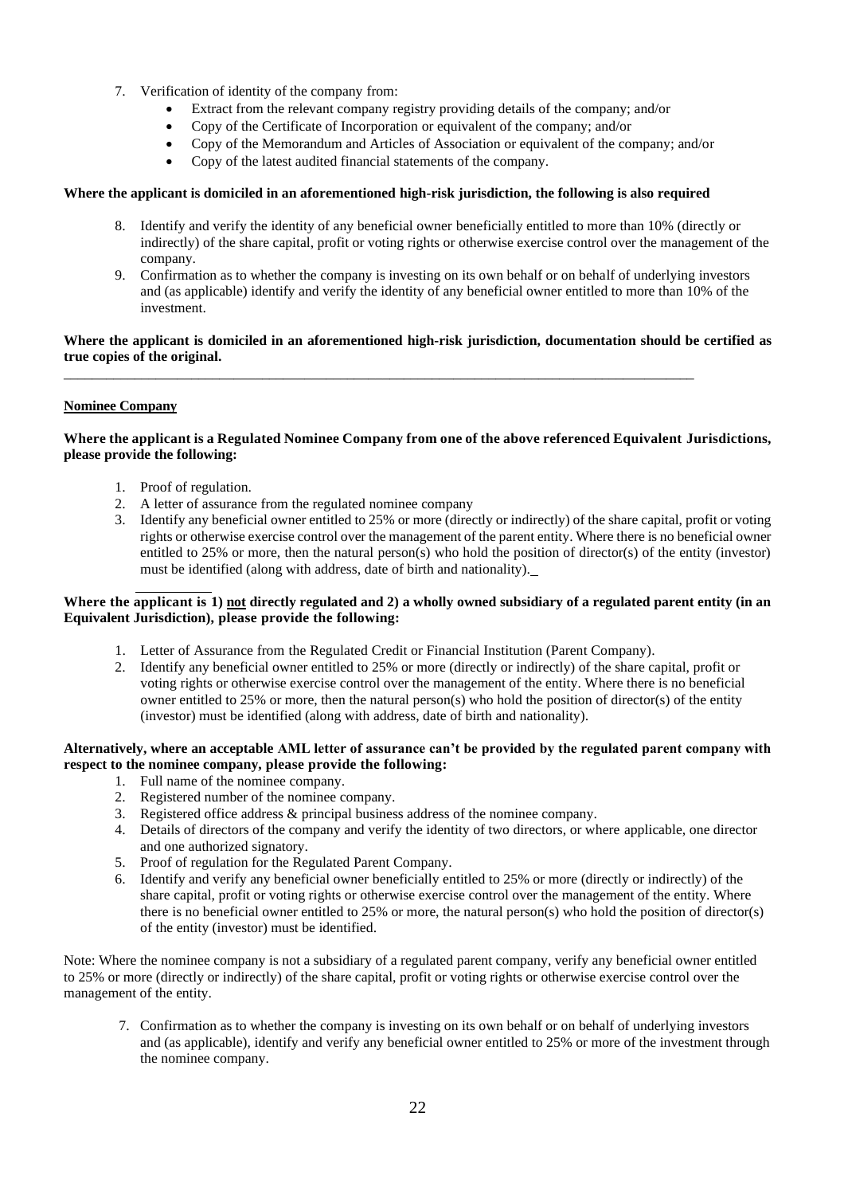7. Verification of identity of the company from:
    - Extract from the relevant company registry providing details of the company; and/or
    - Copy of the Certificate of Incorporation or equivalent of the company; and/or
    - Copy of the Memorandum and Articles of Association or equivalent of the company; and/or
    - Copy of the latest audited financial statements of the company.

**Where the applicant is domiciled in an aforementioned high-risk jurisdiction, the following is also required**

8. Identify and verify the identity of any beneficial owner beneficially entitled to more than 10% (directly or indirectly) of the share capital, profit or voting rights or otherwise exercise control over the management of the company.
9. Confirmation as to whether the company is investing on its own behalf or on behalf of underlying investors and (as applicable) identify and verify the identity of any beneficial owner entitled to more than 10% of the investment.

**Where the applicant is domiciled in an aforementioned high-risk jurisdiction, documentation should be certified as true copies of the original.**

---

**Nominee Company**

**Where the applicant is a Regulated Nominee Company from one of the above referenced Equivalent Jurisdictions, please provide the following:**

1. Proof of regulation.
2. A letter of assurance from the regulated nominee company
3. Identify any beneficial owner entitled to 25% or more (directly or indirectly) of the share capital, profit or voting rights or otherwise exercise control over the management of the parent entity. Where there is no beneficial owner entitled to 25% or more, then the natural person(s) who hold the position of director(s) of the entity (investor) must be identified (along with address, date of birth and nationality).

**Where the applicant is 1) not directly regulated and 2) a wholly owned subsidiary of a regulated parent entity (in an Equivalent Jurisdiction), please provide the following:**

1. Letter of Assurance from the Regulated Credit or Financial Institution (Parent Company).
2. Identify any beneficial owner entitled to 25% or more (directly or indirectly) of the share capital, profit or voting rights or otherwise exercise control over the management of the entity. Where there is no beneficial owner entitled to 25% or more, then the natural person(s) who hold the position of director(s) of the entity (investor) must be identified (along with address, date of birth and nationality).

**Alternatively, where an acceptable AML letter of assurance can't be provided by the regulated parent company with respect to the nominee company, please provide the following:**

1. Full name of the nominee company.
2. Registered number of the nominee company.
3. Registered office address & principal business address of the nominee company.
4. Details of directors of the company and verify the identity of two directors, or where applicable, one director and one authorized signatory.
5. Proof of regulation for the Regulated Parent Company.
6. Identify and verify any beneficial owner beneficially entitled to 25% or more (directly or indirectly) of the share capital, profit or voting rights or otherwise exercise control over the management of the entity. Where there is no beneficial owner entitled to 25% or more, the natural person(s) who hold the position of director(s) of the entity (investor) must be identified.

Note: Where the nominee company is not a subsidiary of a regulated parent company, verify any beneficial owner entitled to 25% or more (directly or indirectly) of the share capital, profit or voting rights or otherwise exercise control over the management of the entity.

7. Confirmation as to whether the company is investing on its own behalf or on behalf of underlying investors and (as applicable), identify and verify any beneficial owner entitled to 25% or more of the investment through the nominee company.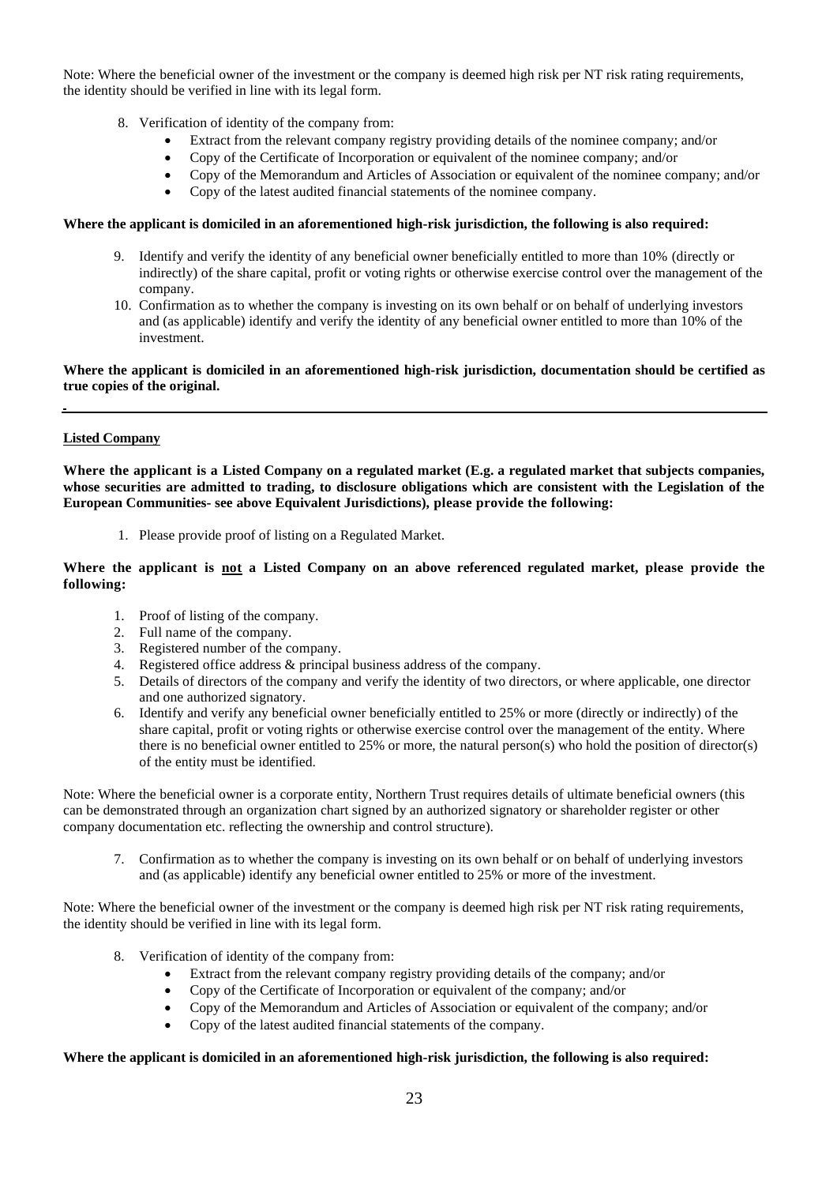Note: Where the beneficial owner of the investment or the company is deemed high risk per NT risk rating requirements, the identity should be verified in line with its legal form.

8. Verification of identity of the company from:
   - Extract from the relevant company registry providing details of the nominee company; and/or
   - Copy of the Certificate of Incorporation or equivalent of the nominee company; and/or
   - Copy of the Memorandum and Articles of Association or equivalent of the nominee company; and/or
   - Copy of the latest audited financial statements of the nominee company.

**Where the applicant is domiciled in an aforementioned high-risk jurisdiction, the following is also required:**

9. Identify and verify the identity of any beneficial owner beneficially entitled to more than 10% (directly or indirectly) of the share capital, profit or voting rights or otherwise exercise control over the management of the company.
10. Confirmation as to whether the company is investing on its own behalf or on behalf of underlying investors and (as applicable) identify and verify the identity of any beneficial owner entitled to more than 10% of the investment.

**Where the applicant is domiciled in an aforementioned high-risk jurisdiction, documentation should be certified as true copies of the original.**

---

**Listed Company**

**Where the applicant is a Listed Company on a regulated market (E.g. a regulated market that subjects companies, whose securities are admitted to trading, to disclosure obligations which are consistent with the Legislation of the European Communities- see above Equivalent Jurisdictions), please provide the following:**

1. Please provide proof of listing on a Regulated Market.

**Where the applicant is not a Listed Company on an above referenced regulated market, please provide the following:**

1. Proof of listing of the company.
2. Full name of the company.
3. Registered number of the company.
4. Registered office address & principal business address of the company.
5. Details of directors of the company and verify the identity of two directors, or where applicable, one director and one authorized signatory.
6. Identify and verify any beneficial owner beneficially entitled to 25% or more (directly or indirectly) of the share capital, profit or voting rights or otherwise exercise control over the management of the entity. Where there is no beneficial owner entitled to 25% or more, the natural person(s) who hold the position of director(s) of the entity must be identified.

Note: Where the beneficial owner is a corporate entity, Northern Trust requires details of ultimate beneficial owners (this can be demonstrated through an organization chart signed by an authorized signatory or shareholder register or other company documentation etc. reflecting the ownership and control structure).

7. Confirmation as to whether the company is investing on its own behalf or on behalf of underlying investors and (as applicable) identify any beneficial owner entitled to 25% or more of the investment.

Note: Where the beneficial owner of the investment or the company is deemed high risk per NT risk rating requirements, the identity should be verified in line with its legal form.

8. Verification of identity of the company from:
   - Extract from the relevant company registry providing details of the company; and/or
   - Copy of the Certificate of Incorporation or equivalent of the company; and/or
   - Copy of the Memorandum and Articles of Association or equivalent of the company; and/or
   - Copy of the latest audited financial statements of the company.

**Where the applicant is domiciled in an aforementioned high-risk jurisdiction, the following is also required:**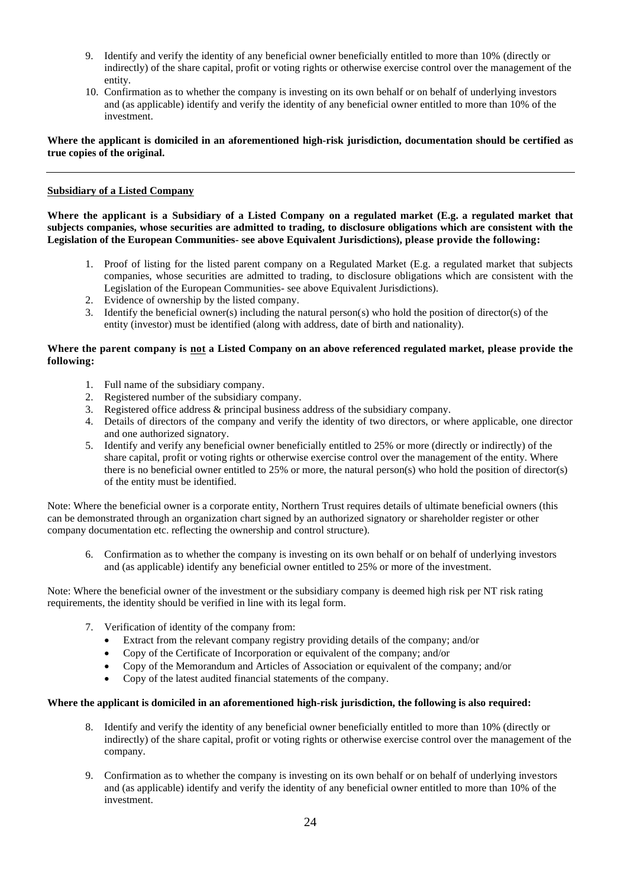9. Identify and verify the identity of any beneficial owner beneficially entitled to more than 10% (directly or indirectly) of the share capital, profit or voting rights or otherwise exercise control over the management of the entity.
10. Confirmation as to whether the company is investing on its own behalf or on behalf of underlying investors and (as applicable) identify and verify the identity of any beneficial owner entitled to more than 10% of the investment.

**Where the applicant is domiciled in an aforementioned high-risk jurisdiction, documentation should be certified as true copies of the original.**

---

**Subsidiary of a Listed Company**

**Where the applicant is a Subsidiary of a Listed Company on a regulated market (E.g. a regulated market that subjects companies, whose securities are admitted to trading, to disclosure obligations which are consistent with the Legislation of the European Communities- see above Equivalent Jurisdictions), please provide the following:**

1. Proof of listing for the listed parent company on a Regulated Market (E.g. a regulated market that subjects companies, whose securities are admitted to trading, to disclosure obligations which are consistent with the Legislation of the European Communities- see above Equivalent Jurisdictions).
2. Evidence of ownership by the listed company.
3. Identify the beneficial owner(s) including the natural person(s) who hold the position of director(s) of the entity (investor) must be identified (along with address, date of birth and nationality).

**Where the parent company is not a Listed Company on an above referenced regulated market, please provide the following:**

1. Full name of the subsidiary company.
2. Registered number of the subsidiary company.
3. Registered office address & principal business address of the subsidiary company.
4. Details of directors of the company and verify the identity of two directors, or where applicable, one director and one authorized signatory.
5. Identify and verify any beneficial owner beneficially entitled to 25% or more (directly or indirectly) of the share capital, profit or voting rights or otherwise exercise control over the management of the entity. Where there is no beneficial owner entitled to 25% or more, the natural person(s) who hold the position of director(s) of the entity must be identified.

Note: Where the beneficial owner is a corporate entity, Northern Trust requires details of ultimate beneficial owners (this can be demonstrated through an organization chart signed by an authorized signatory or shareholder register or other company documentation etc. reflecting the ownership and control structure).

6. Confirmation as to whether the company is investing on its own behalf or on behalf of underlying investors and (as applicable) identify any beneficial owner entitled to 25% or more of the investment.

Note: Where the beneficial owner of the investment or the subsidiary company is deemed high risk per NT risk rating requirements, the identity should be verified in line with its legal form.

7. Verification of identity of the company from:
   - Extract from the relevant company registry providing details of the company; and/or
   - Copy of the Certificate of Incorporation or equivalent of the company; and/or
   - Copy of the Memorandum and Articles of Association or equivalent of the company; and/or
   - Copy of the latest audited financial statements of the company.

**Where the applicant is domiciled in an aforementioned high-risk jurisdiction, the following is also required:**

8. Identify and verify the identity of any beneficial owner beneficially entitled to more than 10% (directly or indirectly) of the share capital, profit or voting rights or otherwise exercise control over the management of the company.

9. Confirmation as to whether the company is investing on its own behalf or on behalf of underlying investors and (as applicable) identify and verify the identity of any beneficial owner entitled to more than 10% of the investment.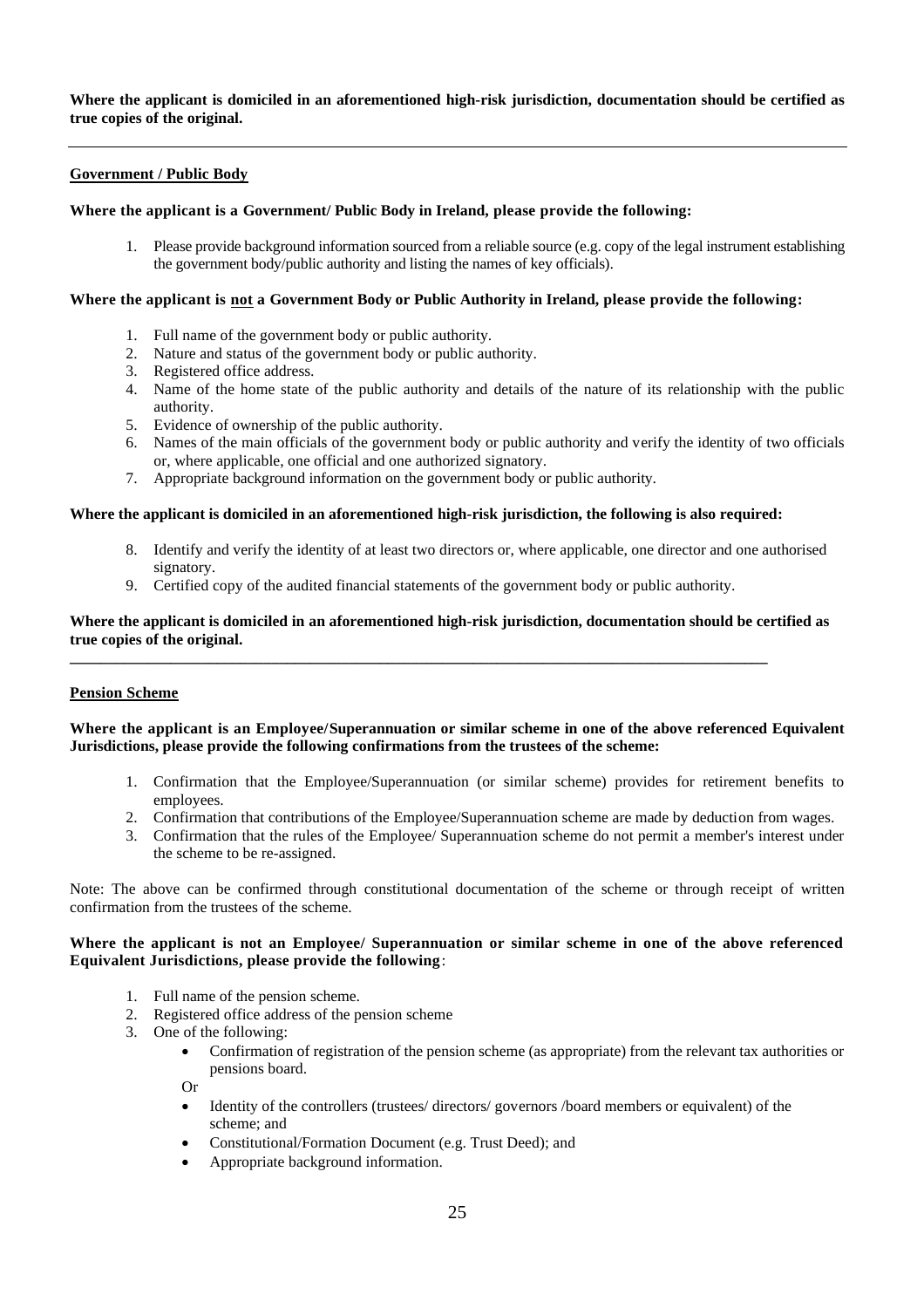**Where the applicant is domiciled in an aforementioned high-risk jurisdiction, documentation should be certified as true copies of the original.**

---

**Government / Public Body**

**Where the applicant is a Government/ Public Body in Ireland, please provide the following:**

1. Please provide background information sourced from a reliable source (e.g. copy of the legal instrument establishing the government body/public authority and listing the names of key officials).

**Where the applicant is not a Government Body or Public Authority in Ireland, please provide the following:**

1. Full name of the government body or public authority.
2. Nature and status of the government body or public authority.
3. Registered office address.
4. Name of the home state of the public authority and details of the nature of its relationship with the public authority.
5. Evidence of ownership of the public authority.
6. Names of the main officials of the government body or public authority and verify the identity of two officials or, where applicable, one official and one authorized signatory.
7. Appropriate background information on the government body or public authority.

**Where the applicant is domiciled in an aforementioned high-risk jurisdiction, the following is also required:**

8. Identify and verify the identity of at least two directors or, where applicable, one director and one authorised signatory.
9. Certified copy of the audited financial statements of the government body or public authority.

**Where the applicant is domiciled in an aforementioned high-risk jurisdiction, documentation should be certified as true copies of the original.**

---

**Pension Scheme**

**Where the applicant is an Employee/Superannuation or similar scheme in one of the above referenced Equivalent Jurisdictions, please provide the following confirmations from the trustees of the scheme:**

1. Confirmation that the Employee/Superannuation (or similar scheme) provides for retirement benefits to employees.
2. Confirmation that contributions of the Employee/Superannuation scheme are made by deduction from wages.
3. Confirmation that the rules of the Employee/ Superannuation scheme do not permit a member's interest under the scheme to be re-assigned.

Note: The above can be confirmed through constitutional documentation of the scheme or through receipt of written confirmation from the trustees of the scheme.

**Where the applicant is not an Employee/ Superannuation or similar scheme in one of the above referenced Equivalent Jurisdictions, please provide the following**:

1. Full name of the pension scheme.
2. Registered office address of the pension scheme
3. One of the following:
   - Confirmation of registration of the pension scheme (as appropriate) from the relevant tax authorities or pensions board.

   Or

   - Identity of the controllers (trustees/ directors/ governors /board members or equivalent) of the scheme; and
   - Constitutional/Formation Document (e.g. Trust Deed); and
   - Appropriate background information.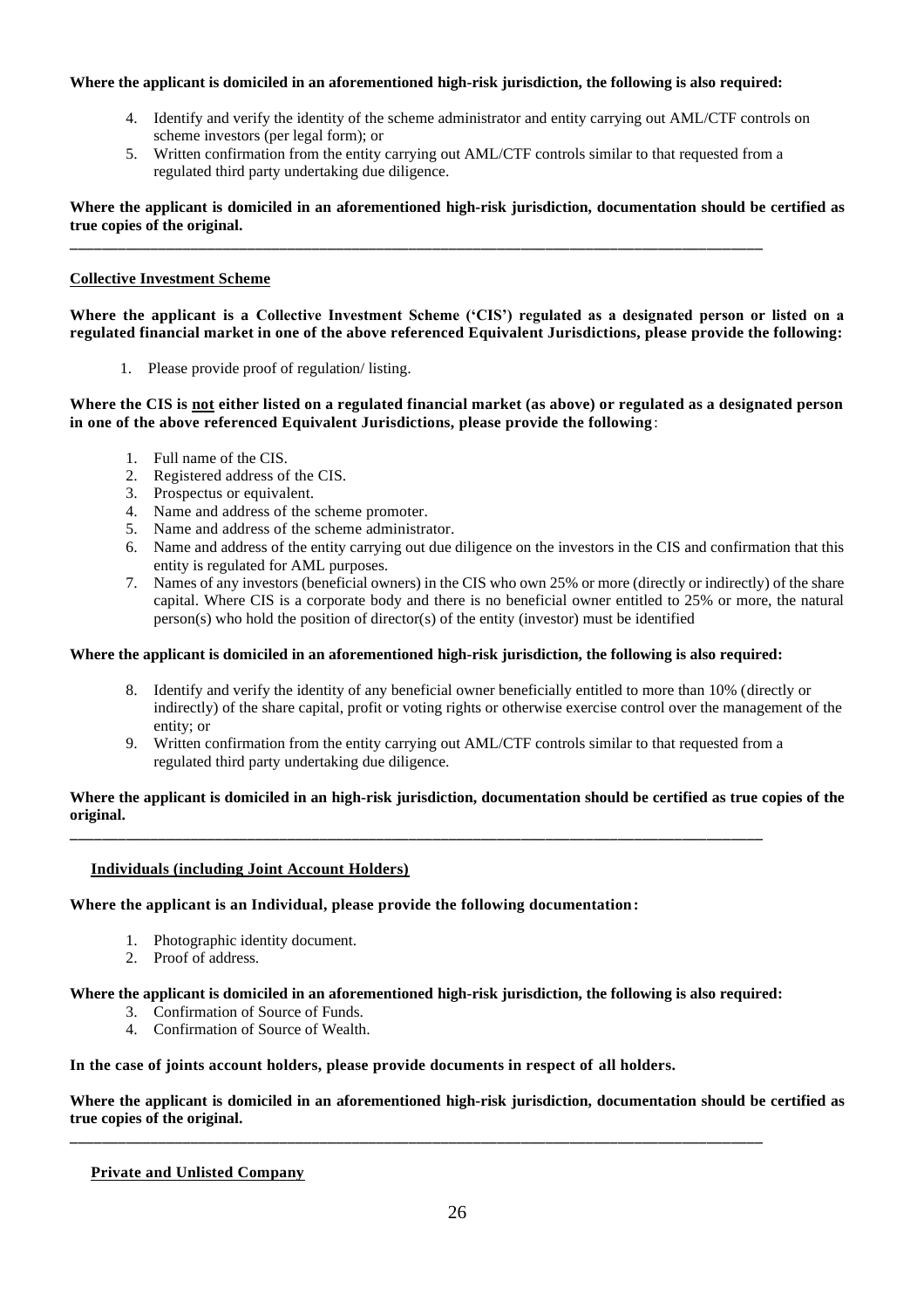**Where the applicant is domiciled in an aforementioned high-risk jurisdiction, the following is also required:**

4. Identify and verify the identity of the scheme administrator and entity carrying out AML/CTF controls on scheme investors (per legal form); or
5. Written confirmation from the entity carrying out AML/CTF controls similar to that requested from a regulated third party undertaking due diligence.

**Where the applicant is domiciled in an aforementioned high-risk jurisdiction, documentation should be certified as true copies of the original.**

---

**Collective Investment Scheme**

**Where the applicant is a Collective Investment Scheme ('CIS') regulated as a designated person or listed on a regulated financial market in one of the above referenced Equivalent Jurisdictions, please provide the following:**

1. Please provide proof of regulation/ listing.

**Where the CIS is not either listed on a regulated financial market (as above) or regulated as a designated person in one of the above referenced Equivalent Jurisdictions, please provide the following**:

1. Full name of the CIS.
2. Registered address of the CIS.
3. Prospectus or equivalent.
4. Name and address of the scheme promoter.
5. Name and address of the scheme administrator.
6. Name and address of the entity carrying out due diligence on the investors in the CIS and confirmation that this entity is regulated for AML purposes.
7. Names of any investors (beneficial owners) in the CIS who own 25% or more (directly or indirectly) of the share capital. Where CIS is a corporate body and there is no beneficial owner entitled to 25% or more, the natural person(s) who hold the position of director(s) of the entity (investor) must be identified

**Where the applicant is domiciled in an aforementioned high-risk jurisdiction, the following is also required:**

8. Identify and verify the identity of any beneficial owner beneficially entitled to more than 10% (directly or indirectly) of the share capital, profit or voting rights or otherwise exercise control over the management of the entity; or
9. Written confirmation from the entity carrying out AML/CTF controls similar to that requested from a regulated third party undertaking due diligence.

**Where the applicant is domiciled in an high-risk jurisdiction, documentation should be certified as true copies of the original.**

---

**Individuals (including Joint Account Holders)**

**Where the applicant is an Individual, please provide the following documentation:**

1. Photographic identity document.
2. Proof of address.

**Where the applicant is domiciled in an aforementioned high-risk jurisdiction, the following is also required:**

3. Confirmation of Source of Funds.
4. Confirmation of Source of Wealth.

**In the case of joints account holders, please provide documents in respect of all holders.**

**Where the applicant is domiciled in an aforementioned high-risk jurisdiction, documentation should be certified as true copies of the original.**

---

**Private and Unlisted Company**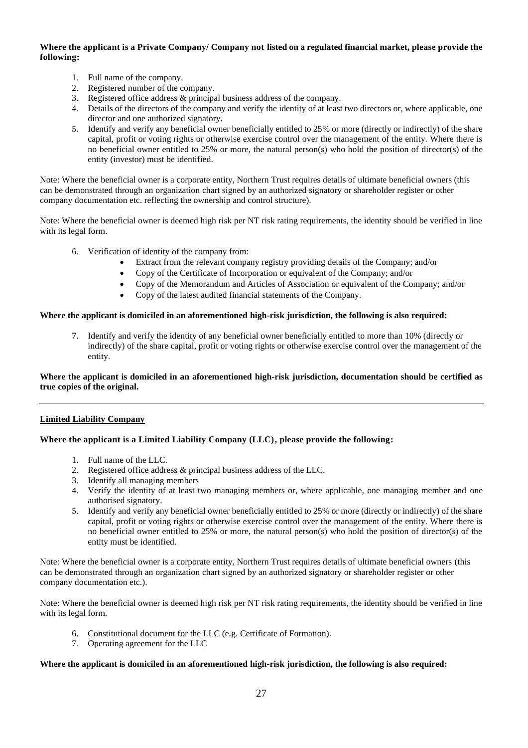**Where the applicant is a Private Company/ Company not listed on a regulated financial market, please provide the following:**

1. Full name of the company.
2. Registered number of the company.
3. Registered office address & principal business address of the company.
4. Details of the directors of the company and verify the identity of at least two directors or, where applicable, one director and one authorized signatory.
5. Identify and verify any beneficial owner beneficially entitled to 25% or more (directly or indirectly) of the share capital, profit or voting rights or otherwise exercise control over the management of the entity. Where there is no beneficial owner entitled to 25% or more, the natural person(s) who hold the position of director(s) of the entity (investor) must be identified.

Note: Where the beneficial owner is a corporate entity, Northern Trust requires details of ultimate beneficial owners (this can be demonstrated through an organization chart signed by an authorized signatory or shareholder register or other company documentation etc. reflecting the ownership and control structure).

Note: Where the beneficial owner is deemed high risk per NT risk rating requirements, the identity should be verified in line with its legal form.

6. Verification of identity of the company from:
   - Extract from the relevant company registry providing details of the Company; and/or
   - Copy of the Certificate of Incorporation or equivalent of the Company; and/or
   - Copy of the Memorandum and Articles of Association or equivalent of the Company; and/or
   - Copy of the latest audited financial statements of the Company.

**Where the applicant is domiciled in an aforementioned high-risk jurisdiction, the following is also required:**

7. Identify and verify the identity of any beneficial owner beneficially entitled to more than 10% (directly or indirectly) of the share capital, profit or voting rights or otherwise exercise control over the management of the entity.

**Where the applicant is domiciled in an aforementioned high-risk jurisdiction, documentation should be certified as true copies of the original.**

---

**Limited Liability Company**

**Where the applicant is a Limited Liability Company (LLC), please provide the following:**

1. Full name of the LLC.
2. Registered office address & principal business address of the LLC.
3. Identify all managing members
4. Verify the identity of at least two managing members or, where applicable, one managing member and one authorised signatory.
5. Identify and verify any beneficial owner beneficially entitled to 25% or more (directly or indirectly) of the share capital, profit or voting rights or otherwise exercise control over the management of the entity. Where there is no beneficial owner entitled to 25% or more, the natural person(s) who hold the position of director(s) of the entity must be identified.

Note: Where the beneficial owner is a corporate entity, Northern Trust requires details of ultimate beneficial owners (this can be demonstrated through an organization chart signed by an authorized signatory or shareholder register or other company documentation etc.).

Note: Where the beneficial owner is deemed high risk per NT risk rating requirements, the identity should be verified in line with its legal form.

6. Constitutional document for the LLC (e.g. Certificate of Formation).
7. Operating agreement for the LLC

**Where the applicant is domiciled in an aforementioned high-risk jurisdiction, the following is also required:**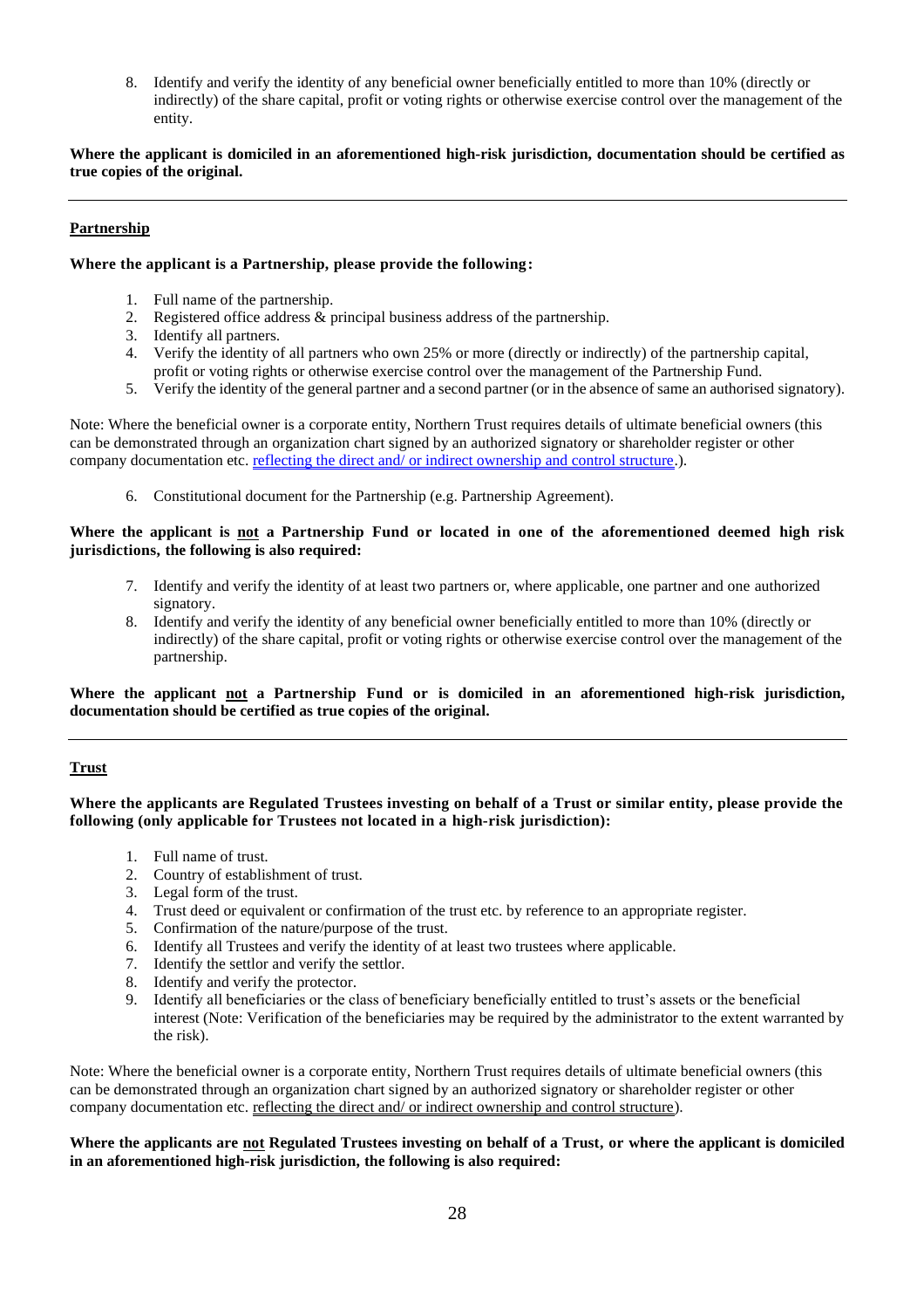8. Identify and verify the identity of any beneficial owner beneficially entitled to more than 10% (directly or indirectly) of the share capital, profit or voting rights or otherwise exercise control over the management of the entity.

**Where the applicant is domiciled in an aforementioned high-risk jurisdiction, documentation should be certified as true copies of the original.**

---

**Partnership**

**Where the applicant is a Partnership, please provide the following:**

1. Full name of the partnership.
2. Registered office address & principal business address of the partnership.
3. Identify all partners.
4. Verify the identity of all partners who own 25% or more (directly or indirectly) of the partnership capital, profit or voting rights or otherwise exercise control over the management of the Partnership Fund.
5. Verify the identity of the general partner and a second partner (or in the absence of same an authorised signatory).

Note: Where the beneficial owner is a corporate entity, Northern Trust requires details of ultimate beneficial owners (this can be demonstrated through an organization chart signed by an authorized signatory or shareholder register or other company documentation etc. reflecting the direct and/ or indirect ownership and control structure.).

6. Constitutional document for the Partnership (e.g. Partnership Agreement).

**Where the applicant is not a Partnership Fund or located in one of the aforementioned deemed high risk jurisdictions, the following is also required:**

7. Identify and verify the identity of at least two partners or, where applicable, one partner and one authorized signatory.
8. Identify and verify the identity of any beneficial owner beneficially entitled to more than 10% (directly or indirectly) of the share capital, profit or voting rights or otherwise exercise control over the management of the partnership.

**Where the applicant not a Partnership Fund or is domiciled in an aforementioned high-risk jurisdiction, documentation should be certified as true copies of the original.**

---

**Trust**

**Where the applicants are Regulated Trustees investing on behalf of a Trust or similar entity, please provide the following (only applicable for Trustees not located in a high-risk jurisdiction):**

1. Full name of trust.
2. Country of establishment of trust.
3. Legal form of the trust.
4. Trust deed or equivalent or confirmation of the trust etc. by reference to an appropriate register.
5. Confirmation of the nature/purpose of the trust.
6. Identify all Trustees and verify the identity of at least two trustees where applicable.
7. Identify the settlor and verify the settlor.
8. Identify and verify the protector.
9. Identify all beneficiaries or the class of beneficiary beneficially entitled to trust's assets or the beneficial interest (Note: Verification of the beneficiaries may be required by the administrator to the extent warranted by the risk).

Note: Where the beneficial owner is a corporate entity, Northern Trust requires details of ultimate beneficial owners (this can be demonstrated through an organization chart signed by an authorized signatory or shareholder register or other company documentation etc. reflecting the direct and/ or indirect ownership and control structure).

**Where the applicants are not Regulated Trustees investing on behalf of a Trust, or where the applicant is domiciled in an aforementioned high-risk jurisdiction, the following is also required:**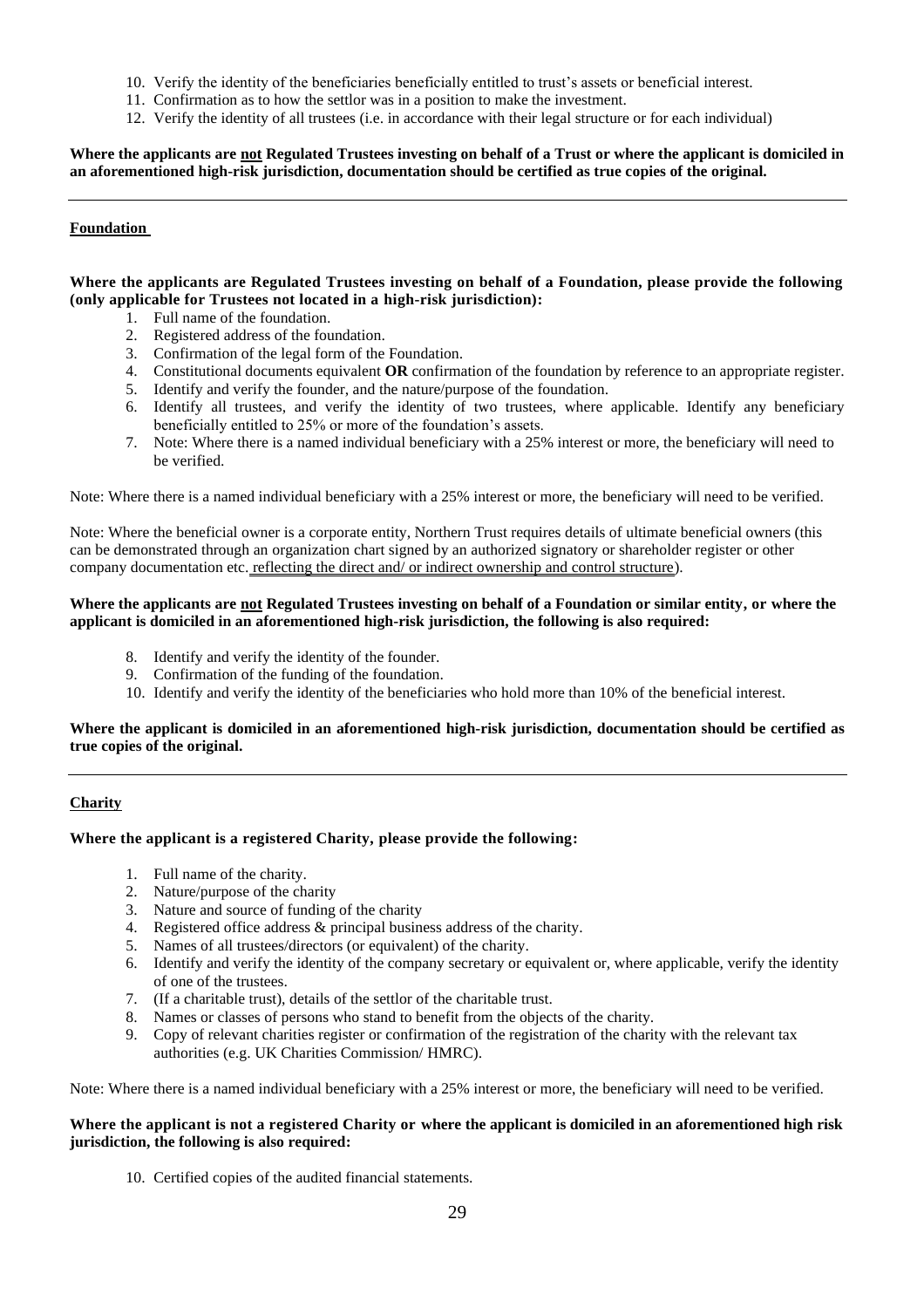10. Verify the identity of the beneficiaries beneficially entitled to trust's assets or beneficial interest.
11. Confirmation as to how the settlor was in a position to make the investment.
12. Verify the identity of all trustees (i.e. in accordance with their legal structure or for each individual)

**Where the applicants are not Regulated Trustees investing on behalf of a Trust or where the applicant is domiciled in an aforementioned high-risk jurisdiction, documentation should be certified as true copies of the original.**

---

**Foundation**

**Where the applicants are Regulated Trustees investing on behalf of a Foundation, please provide the following (only applicable for Trustees not located in a high-risk jurisdiction):**

1. Full name of the foundation.
2. Registered address of the foundation.
3. Confirmation of the legal form of the Foundation.
4. Constitutional documents equivalent **OR** confirmation of the foundation by reference to an appropriate register.
5. Identify and verify the founder, and the nature/purpose of the foundation.
6. Identify all trustees, and verify the identity of two trustees, where applicable. Identify any beneficiary beneficially entitled to 25% or more of the foundation's assets.
7. Note: Where there is a named individual beneficiary with a 25% interest or more, the beneficiary will need to be verified.

Note: Where there is a named individual beneficiary with a 25% interest or more, the beneficiary will need to be verified.

Note: Where the beneficial owner is a corporate entity, Northern Trust requires details of ultimate beneficial owners (this can be demonstrated through an organization chart signed by an authorized signatory or shareholder register or other company documentation etc. reflecting the direct and/ or indirect ownership and control structure).

**Where the applicants are not Regulated Trustees investing on behalf of a Foundation or similar entity, or where the applicant is domiciled in an aforementioned high-risk jurisdiction, the following is also required:**

8. Identify and verify the identity of the founder.
9. Confirmation of the funding of the foundation.
10. Identify and verify the identity of the beneficiaries who hold more than 10% of the beneficial interest.

**Where the applicant is domiciled in an aforementioned high-risk jurisdiction, documentation should be certified as true copies of the original.**

---

**Charity**

**Where the applicant is a registered Charity, please provide the following:**

1. Full name of the charity.
2. Nature/purpose of the charity
3. Nature and source of funding of the charity
4. Registered office address & principal business address of the charity.
5. Names of all trustees/directors (or equivalent) of the charity.
6. Identify and verify the identity of the company secretary or equivalent or, where applicable, verify the identity of one of the trustees.
7. (If a charitable trust), details of the settlor of the charitable trust.
8. Names or classes of persons who stand to benefit from the objects of the charity.
9. Copy of relevant charities register or confirmation of the registration of the charity with the relevant tax authorities (e.g. UK Charities Commission/ HMRC).

Note: Where there is a named individual beneficiary with a 25% interest or more, the beneficiary will need to be verified.

**Where the applicant is not a registered Charity or where the applicant is domiciled in an aforementioned high risk jurisdiction, the following is also required:**

10. Certified copies of the audited financial statements.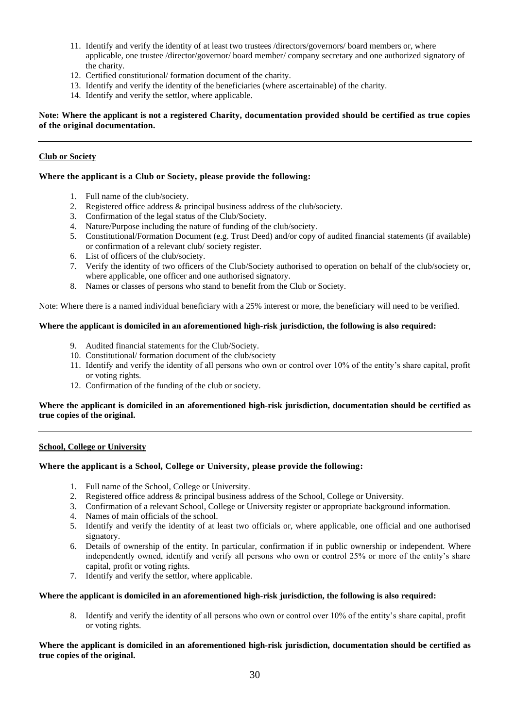11. Identify and verify the identity of at least two trustees /directors/governors/ board members or, where applicable, one trustee /director/governor/ board member/ company secretary and one authorized signatory of the charity.
12. Certified constitutional/ formation document of the charity.
13. Identify and verify the identity of the beneficiaries (where ascertainable) of the charity.
14. Identify and verify the settlor, where applicable.

**Note: Where the applicant is not a registered Charity, documentation provided should be certified as true copies of the original documentation.**

---

**Club or Society**

**Where the applicant is a Club or Society, please provide the following:**

1. Full name of the club/society.
2. Registered office address & principal business address of the club/society.
3. Confirmation of the legal status of the Club/Society.
4. Nature/Purpose including the nature of funding of the club/society.
5. Constitutional/Formation Document (e.g. Trust Deed) and/or copy of audited financial statements (if available) or confirmation of a relevant club/ society register.
6. List of officers of the club/society.
7. Verify the identity of two officers of the Club/Society authorised to operation on behalf of the club/society or, where applicable, one officer and one authorised signatory.
8. Names or classes of persons who stand to benefit from the Club or Society.

Note: Where there is a named individual beneficiary with a 25% interest or more, the beneficiary will need to be verified.

**Where the applicant is domiciled in an aforementioned high-risk jurisdiction, the following is also required:**

9. Audited financial statements for the Club/Society.
10. Constitutional/ formation document of the club/society
11. Identify and verify the identity of all persons who own or control over 10% of the entity's share capital, profit or voting rights.
12. Confirmation of the funding of the club or society.

**Where the applicant is domiciled in an aforementioned high-risk jurisdiction, documentation should be certified as true copies of the original.**

---

**School, College or University**

**Where the applicant is a School, College or University, please provide the following:**

1. Full name of the School, College or University.
2. Registered office address & principal business address of the School, College or University.
3. Confirmation of a relevant School, College or University register or appropriate background information.
4. Names of main officials of the school.
5. Identify and verify the identity of at least two officials or, where applicable, one official and one authorised signatory.
6. Details of ownership of the entity. In particular, confirmation if in public ownership or independent. Where independently owned, identify and verify all persons who own or control 25% or more of the entity's share capital, profit or voting rights.
7. Identify and verify the settlor, where applicable.

**Where the applicant is domiciled in an aforementioned high-risk jurisdiction, the following is also required:**

8. Identify and verify the identity of all persons who own or control over 10% of the entity's share capital, profit or voting rights.

**Where the applicant is domiciled in an aforementioned high-risk jurisdiction, documentation should be certified as true copies of the original.**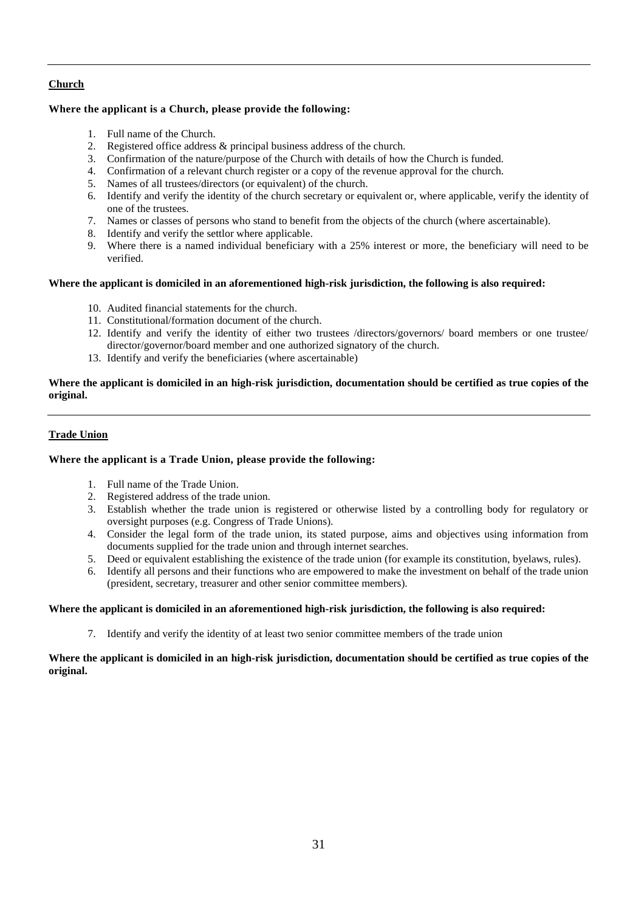---

**Church**

**Where the applicant is a Church, please provide the following:**

1. Full name of the Church.
2. Registered office address & principal business address of the church.
3. Confirmation of the nature/purpose of the Church with details of how the Church is funded.
4. Confirmation of a relevant church register or a copy of the revenue approval for the church.
5. Names of all trustees/directors (or equivalent) of the church.
6. Identify and verify the identity of the church secretary or equivalent or, where applicable, verify the identity of one of the trustees.
7. Names or classes of persons who stand to benefit from the objects of the church (where ascertainable).
8. Identify and verify the settlor where applicable.
9. Where there is a named individual beneficiary with a 25% interest or more, the beneficiary will need to be verified.

**Where the applicant is domiciled in an aforementioned high-risk jurisdiction, the following is also required:**

10. Audited financial statements for the church.
11. Constitutional/formation document of the church.
12. Identify and verify the identity of either two trustees /directors/governors/ board members or one trustee/ director/governor/board member and one authorized signatory of the church.
13. Identify and verify the beneficiaries (where ascertainable)

**Where the applicant is domiciled in an high-risk jurisdiction, documentation should be certified as true copies of the original.**

---

**Trade Union**

**Where the applicant is a Trade Union, please provide the following:**

1. Full name of the Trade Union.
2. Registered address of the trade union.
3. Establish whether the trade union is registered or otherwise listed by a controlling body for regulatory or oversight purposes (e.g. Congress of Trade Unions).
4. Consider the legal form of the trade union, its stated purpose, aims and objectives using information from documents supplied for the trade union and through internet searches.
5. Deed or equivalent establishing the existence of the trade union (for example its constitution, byelaws, rules).
6. Identify all persons and their functions who are empowered to make the investment on behalf of the trade union (president, secretary, treasurer and other senior committee members).

**Where the applicant is domiciled in an aforementioned high-risk jurisdiction, the following is also required:**

7. Identify and verify the identity of at least two senior committee members of the trade union

**Where the applicant is domiciled in an high-risk jurisdiction, documentation should be certified as true copies of the original.**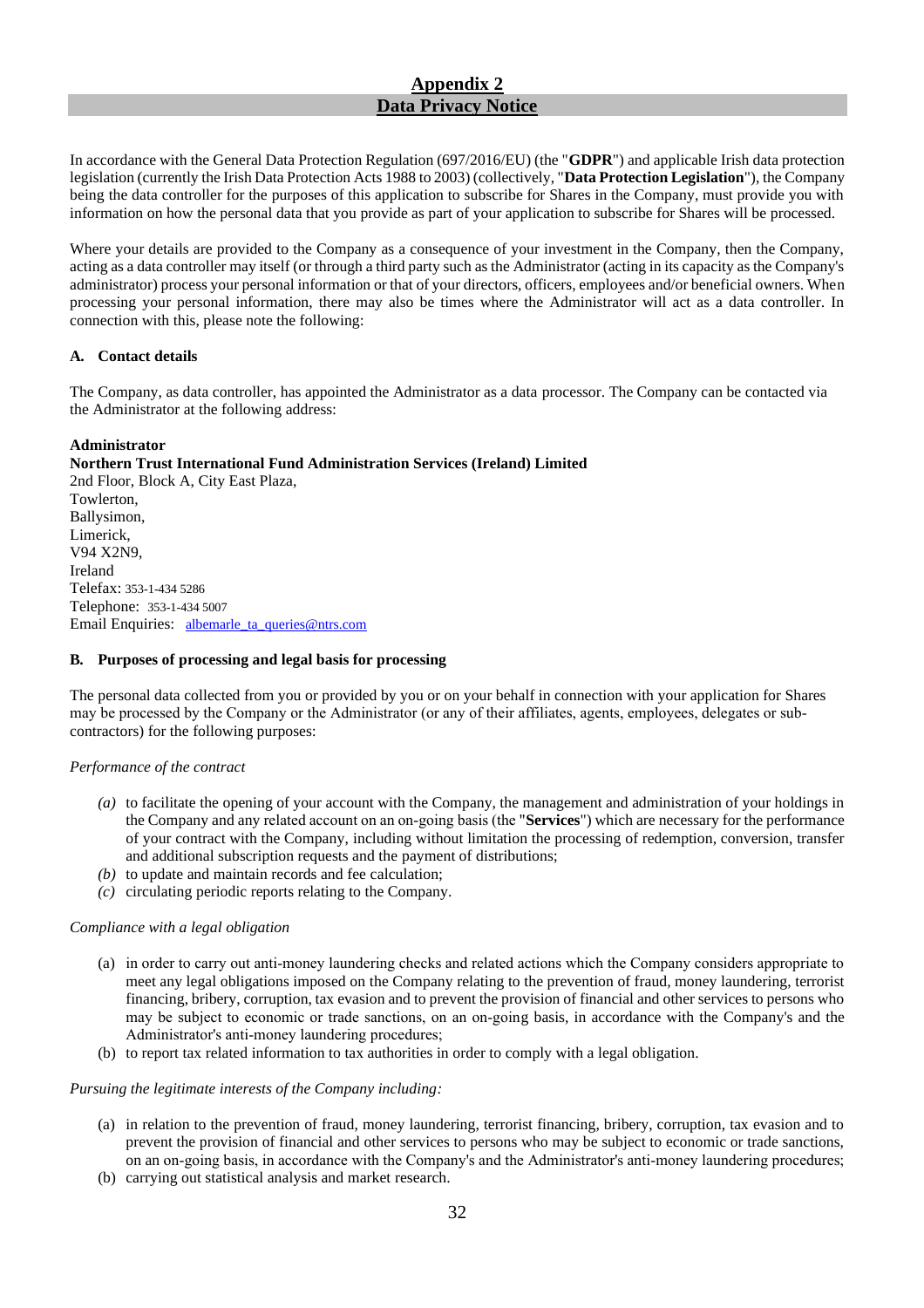## Appendix 2
## Data Privacy Notice

In accordance with the General Data Protection Regulation (697/2016/EU) (the "**GDPR**") and applicable Irish data protection legislation (currently the Irish Data Protection Acts 1988 to 2003) (collectively, "**Data Protection Legislation**"), the Company being the data controller for the purposes of this application to subscribe for Shares in the Company, must provide you with information on how the personal data that you provide as part of your application to subscribe for Shares will be processed.

Where your details are provided to the Company as a consequence of your investment in the Company, then the Company, acting as a data controller may itself (or through a third party such as the Administrator (acting in its capacity as the Company's administrator) process your personal information or that of your directors, officers, employees and/or beneficial owners. When processing your personal information, there may also be times where the Administrator will act as a data controller. In connection with this, please note the following:

### A. Contact details

The Company, as data controller, has appointed the Administrator as a data processor. The Company can be contacted via the Administrator at the following address:

**Administrator**
**Northern Trust International Fund Administration Services (Ireland) Limited**
2nd Floor, Block A, City East Plaza,
Towlerton,
Ballysimon,
Limerick,
V94 X2N9,
Ireland
Telefax: 353-1-434 5286
Telephone: 353-1-434 5007
Email Enquiries: albemarle_ta_queries@ntrs.com

### B. Purposes of processing and legal basis for processing

The personal data collected from you or provided by you or on your behalf in connection with your application for Shares may be processed by the Company or the Administrator (or any of their affiliates, agents, employees, delegates or sub-contractors) for the following purposes:

*Performance of the contract*

*(a)* to facilitate the opening of your account with the Company, the management and administration of your holdings in the Company and any related account on an on-going basis (the "**Services**") which are necessary for the performance of your contract with the Company, including without limitation the processing of redemption, conversion, transfer and additional subscription requests and the payment of distributions;
*(b)* to update and maintain records and fee calculation;
*(c)* circulating periodic reports relating to the Company.

*Compliance with a legal obligation*

(a) in order to carry out anti-money laundering checks and related actions which the Company considers appropriate to meet any legal obligations imposed on the Company relating to the prevention of fraud, money laundering, terrorist financing, bribery, corruption, tax evasion and to prevent the provision of financial and other services to persons who may be subject to economic or trade sanctions, on an on-going basis, in accordance with the Company's and the Administrator's anti-money laundering procedures;
(b) to report tax related information to tax authorities in order to comply with a legal obligation.

*Pursuing the legitimate interests of the Company including:*

(a) in relation to the prevention of fraud, money laundering, terrorist financing, bribery, corruption, tax evasion and to prevent the provision of financial and other services to persons who may be subject to economic or trade sanctions, on an on-going basis, in accordance with the Company's and the Administrator's anti-money laundering procedures;
(b) carrying out statistical analysis and market research.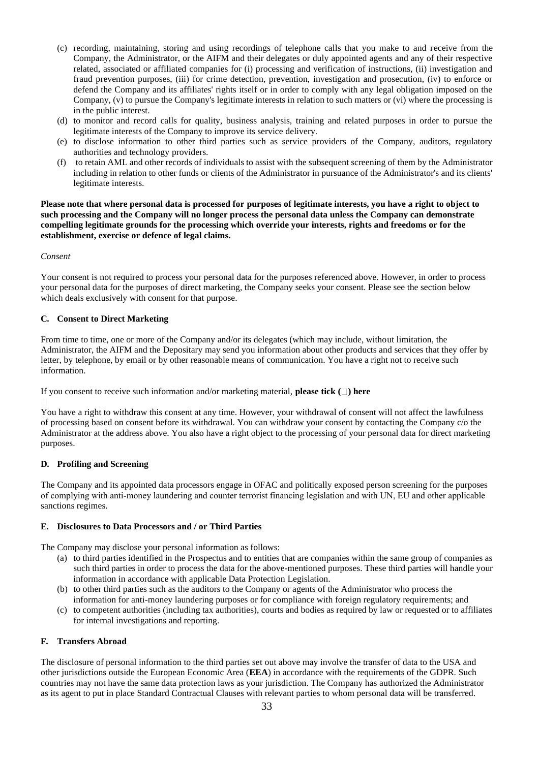(c) recording, maintaining, storing and using recordings of telephone calls that you make to and receive from the Company, the Administrator, or the AIFM and their delegates or duly appointed agents and any of their respective related, associated or affiliated companies for (i) processing and verification of instructions, (ii) investigation and fraud prevention purposes, (iii) for crime detection, prevention, investigation and prosecution, (iv) to enforce or defend the Company and its affiliates' rights itself or in order to comply with any legal obligation imposed on the Company, (v) to pursue the Company's legitimate interests in relation to such matters or (vi) where the processing is in the public interest.

(d) to monitor and record calls for quality, business analysis, training and related purposes in order to pursue the legitimate interests of the Company to improve its service delivery.

(e) to disclose information to other third parties such as service providers of the Company, auditors, regulatory authorities and technology providers.

(f) to retain AML and other records of individuals to assist with the subsequent screening of them by the Administrator including in relation to other funds or clients of the Administrator in pursuance of the Administrator's and its clients' legitimate interests.

**Please note that where personal data is processed for purposes of legitimate interests, you have a right to object to such processing and the Company will no longer process the personal data unless the Company can demonstrate compelling legitimate grounds for the processing which override your interests, rights and freedoms or for the establishment, exercise or defence of legal claims.**

*Consent*

Your consent is not required to process your personal data for the purposes referenced above. However, in order to process your personal data for the purposes of direct marketing, the Company seeks your consent. Please see the section below which deals exclusively with consent for that purpose.

### C. Consent to Direct Marketing

From time to time, one or more of the Company and/or its delegates (which may include, without limitation, the Administrator, the AIFM and the Depositary may send you information about other products and services that they offer by letter, by telephone, by email or by other reasonable means of communication. You have a right not to receive such information.

If you consent to receive such information and/or marketing material, **please tick (☐) here**

☐

You have a right to withdraw this consent at any time. However, your withdrawal of consent will not affect the lawfulness of processing based on consent before its withdrawal. You can withdraw your consent by contacting the Company c/o the Administrator at the address above. You also have a right object to the processing of your personal data for direct marketing purposes.

### D. Profiling and Screening

The Company and its appointed data processors engage in OFAC and politically exposed person screening for the purposes of complying with anti-money laundering and counter terrorist financing legislation and with UN, EU and other applicable sanctions regimes.

### E. Disclosures to Data Processors and / or Third Parties

The Company may disclose your personal information as follows:

(a) to third parties identified in the Prospectus and to entities that are companies within the same group of companies as such third parties in order to process the data for the above-mentioned purposes. These third parties will handle your information in accordance with applicable Data Protection Legislation.

(b) to other third parties such as the auditors to the Company or agents of the Administrator who process the information for anti-money laundering purposes or for compliance with foreign regulatory requirements; and

(c) to competent authorities (including tax authorities), courts and bodies as required by law or requested or to affiliates for internal investigations and reporting.

### F. Transfers Abroad

The disclosure of personal information to the third parties set out above may involve the transfer of data to the USA and other jurisdictions outside the European Economic Area (**EEA**) in accordance with the requirements of the GDPR. Such countries may not have the same data protection laws as your jurisdiction. The Company has authorized the Administrator as its agent to put in place Standard Contractual Clauses with relevant parties to whom personal data will be transferred.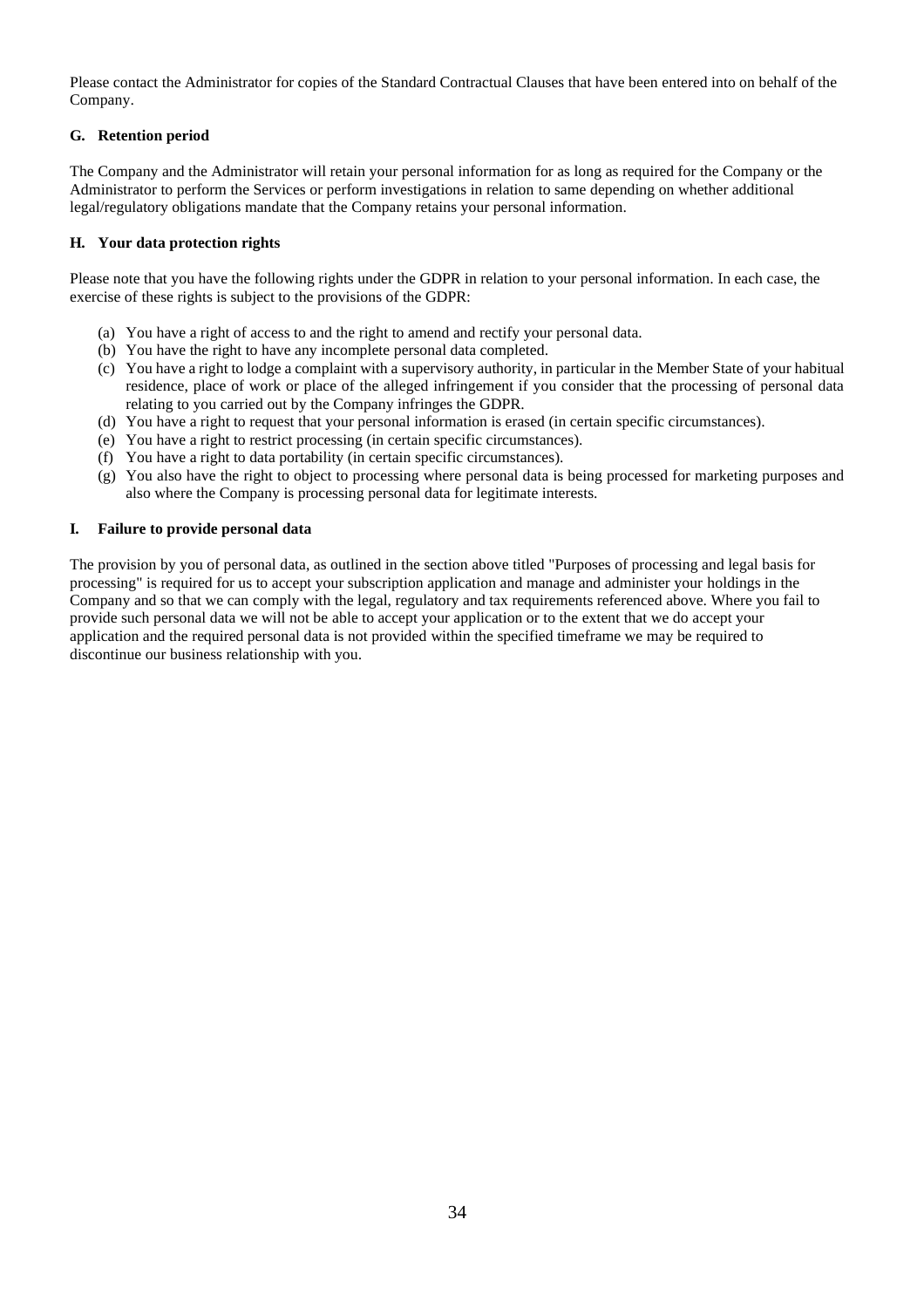Please contact the Administrator for copies of the Standard Contractual Clauses that have been entered into on behalf of the Company.

### G. Retention period

The Company and the Administrator will retain your personal information for as long as required for the Company or the Administrator to perform the Services or perform investigations in relation to same depending on whether additional legal/regulatory obligations mandate that the Company retains your personal information.

### H. Your data protection rights

Please note that you have the following rights under the GDPR in relation to your personal information. In each case, the exercise of these rights is subject to the provisions of the GDPR:

(a) You have a right of access to and the right to amend and rectify your personal data.
(b) You have the right to have any incomplete personal data completed.
(c) You have a right to lodge a complaint with a supervisory authority, in particular in the Member State of your habitual residence, place of work or place of the alleged infringement if you consider that the processing of personal data relating to you carried out by the Company infringes the GDPR.
(d) You have a right to request that your personal information is erased (in certain specific circumstances).
(e) You have a right to restrict processing (in certain specific circumstances).
(f) You have a right to data portability (in certain specific circumstances).
(g) You also have the right to object to processing where personal data is being processed for marketing purposes and also where the Company is processing personal data for legitimate interests.

### I. Failure to provide personal data

The provision by you of personal data, as outlined in the section above titled "Purposes of processing and legal basis for processing" is required for us to accept your subscription application and manage and administer your holdings in the Company and so that we can comply with the legal, regulatory and tax requirements referenced above. Where you fail to provide such personal data we will not be able to accept your application or to the extent that we do accept your application and the required personal data is not provided within the specified timeframe we may be required to discontinue our business relationship with you.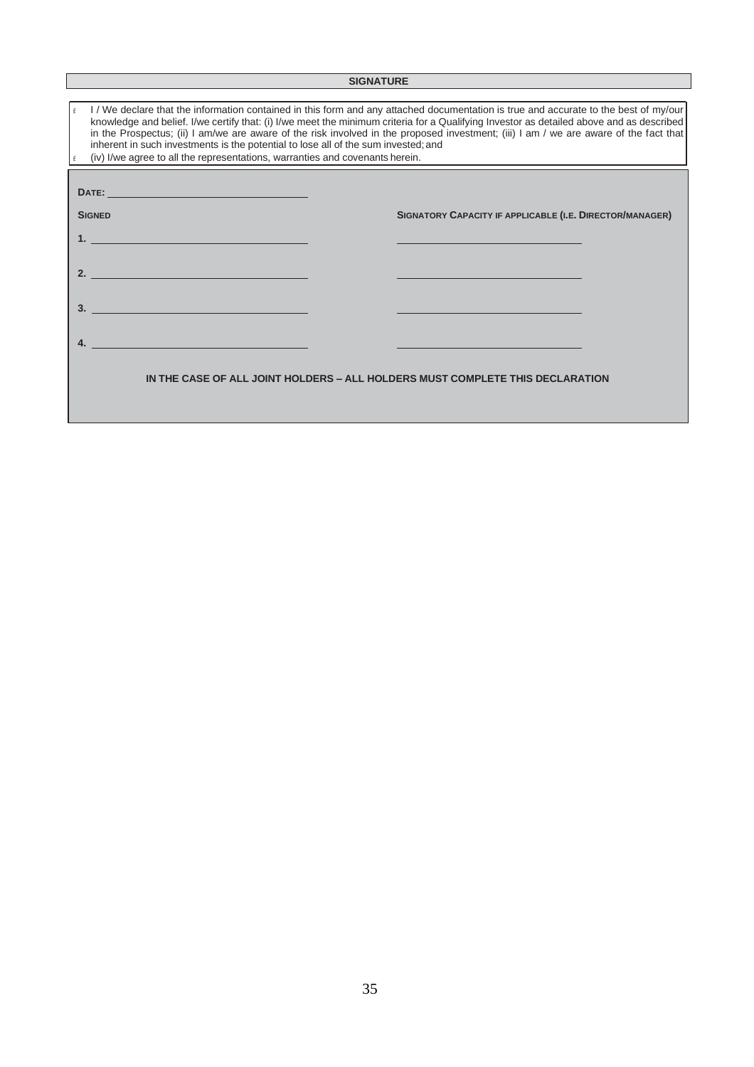## SIGNATURE

- I / We declare that the information contained in this form and any attached documentation is true and accurate to the best of my/our knowledge and belief. I/we certify that: (i) I/we meet the minimum criteria for a Qualifying Investor as detailed above and as described in the Prospectus; (ii) I am/we are aware of the risk involved in the proposed investment; (iii) I am / we are aware of the fact that inherent in such investments is the potential to lose all of the sum invested; and
- (iv) I/we agree to all the representations, warranties and covenants herein.

**DATE:** ______________________________

| **SIGNED** | **SIGNATORY CAPACITY IF APPLICABLE (I.E. DIRECTOR/MANAGER)** |
|---|---|
| 1. ______________________________ | ______________________________ |
| 2. ______________________________ | ______________________________ |
| 3. ______________________________ | ______________________________ |
| 4. ______________________________ | ______________________________ |

**IN THE CASE OF ALL JOINT HOLDERS – ALL HOLDERS MUST COMPLETE THIS DECLARATION**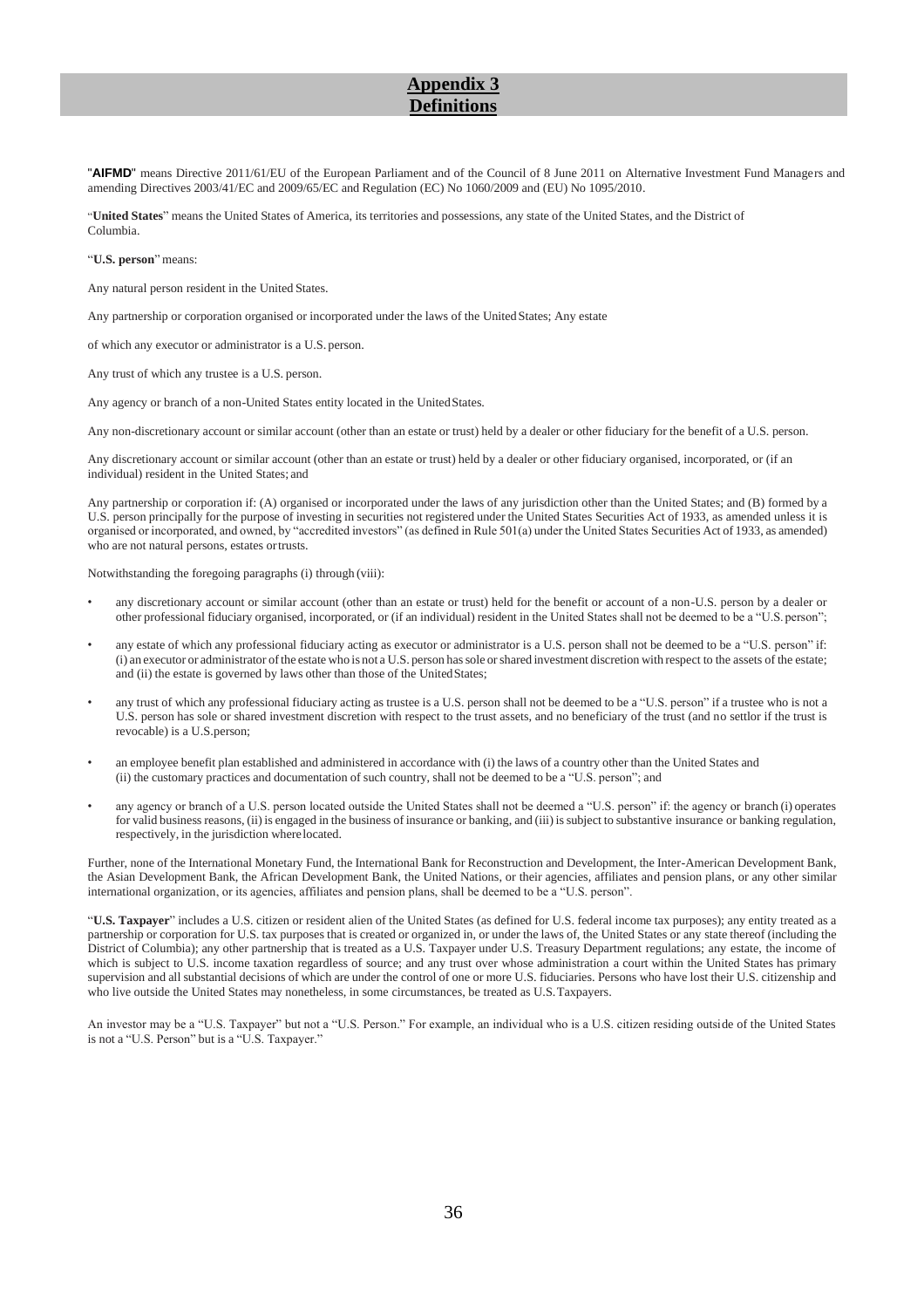# Appendix 3
# Definitions

"**AIFMD**" means Directive 2011/61/EU of the European Parliament and of the Council of 8 June 2011 on Alternative Investment Fund Managers and amending Directives 2003/41/EC and 2009/65/EC and Regulation (EC) No 1060/2009 and (EU) No 1095/2010.

"**United States**" means the United States of America, its territories and possessions, any state of the United States, and the District of Columbia.

"**U.S. person**" means:

Any natural person resident in the United States.

Any partnership or corporation organised or incorporated under the laws of the United States; Any estate

of which any executor or administrator is a U.S. person.

Any trust of which any trustee is a U.S. person.

Any agency or branch of a non-United States entity located in the United States.

Any non-discretionary account or similar account (other than an estate or trust) held by a dealer or other fiduciary for the benefit of a U.S. person.

Any discretionary account or similar account (other than an estate or trust) held by a dealer or other fiduciary organised, incorporated, or (if an individual) resident in the United States; and

Any partnership or corporation if: (A) organised or incorporated under the laws of any jurisdiction other than the United States; and (B) formed by a U.S. person principally for the purpose of investing in securities not registered under the United States Securities Act of 1933, as amended unless it is organised or incorporated, and owned, by "accredited investors" (as defined in Rule 501(a) under the United States Securities Act of 1933, as amended) who are not natural persons, estates or trusts.

Notwithstanding the foregoing paragraphs (i) through (viii):

- any discretionary account or similar account (other than an estate or trust) held for the benefit or account of a non-U.S. person by a dealer or other professional fiduciary organised, incorporated, or (if an individual) resident in the United States shall not be deemed to be a "U.S. person";
- any estate of which any professional fiduciary acting as executor or administrator is a U.S. person shall not be deemed to be a "U.S. person" if: (i) an executor or administrator of the estate who is not a U.S. person has sole or shared investment discretion with respect to the assets of the estate; and (ii) the estate is governed by laws other than those of the United States;
- any trust of which any professional fiduciary acting as trustee is a U.S. person shall not be deemed to be a "U.S. person" if a trustee who is not a U.S. person has sole or shared investment discretion with respect to the trust assets, and no beneficiary of the trust (and no settlor if the trust is revocable) is a U.S.person;
- an employee benefit plan established and administered in accordance with (i) the laws of a country other than the United States and (ii) the customary practices and documentation of such country, shall not be deemed to be a "U.S. person"; and
- any agency or branch of a U.S. person located outside the United States shall not be deemed a "U.S. person" if: the agency or branch (i) operates for valid business reasons, (ii) is engaged in the business of insurance or banking, and (iii) is subject to substantive insurance or banking regulation, respectively, in the jurisdiction where located.

Further, none of the International Monetary Fund, the International Bank for Reconstruction and Development, the Inter-American Development Bank, the Asian Development Bank, the African Development Bank, the United Nations, or their agencies, affiliates and pension plans, or any other similar international organization, or its agencies, affiliates and pension plans, shall be deemed to be a "U.S. person".

"**U.S. Taxpayer**" includes a U.S. citizen or resident alien of the United States (as defined for U.S. federal income tax purposes); any entity treated as a partnership or corporation for U.S. tax purposes that is created or organized in, or under the laws of, the United States or any state thereof (including the District of Columbia); any other partnership that is treated as a U.S. Taxpayer under U.S. Treasury Department regulations; any estate, the income of which is subject to U.S. income taxation regardless of source; and any trust over whose administration a court within the United States has primary supervision and all substantial decisions of which are under the control of one or more U.S. fiduciaries. Persons who have lost their U.S. citizenship and who live outside the United States may nonetheless, in some circumstances, be treated as U.S. Taxpayers.

An investor may be a "U.S. Taxpayer" but not a "U.S. Person." For example, an individual who is a U.S. citizen residing outside of the United States is not a "U.S. Person" but is a "U.S. Taxpayer."